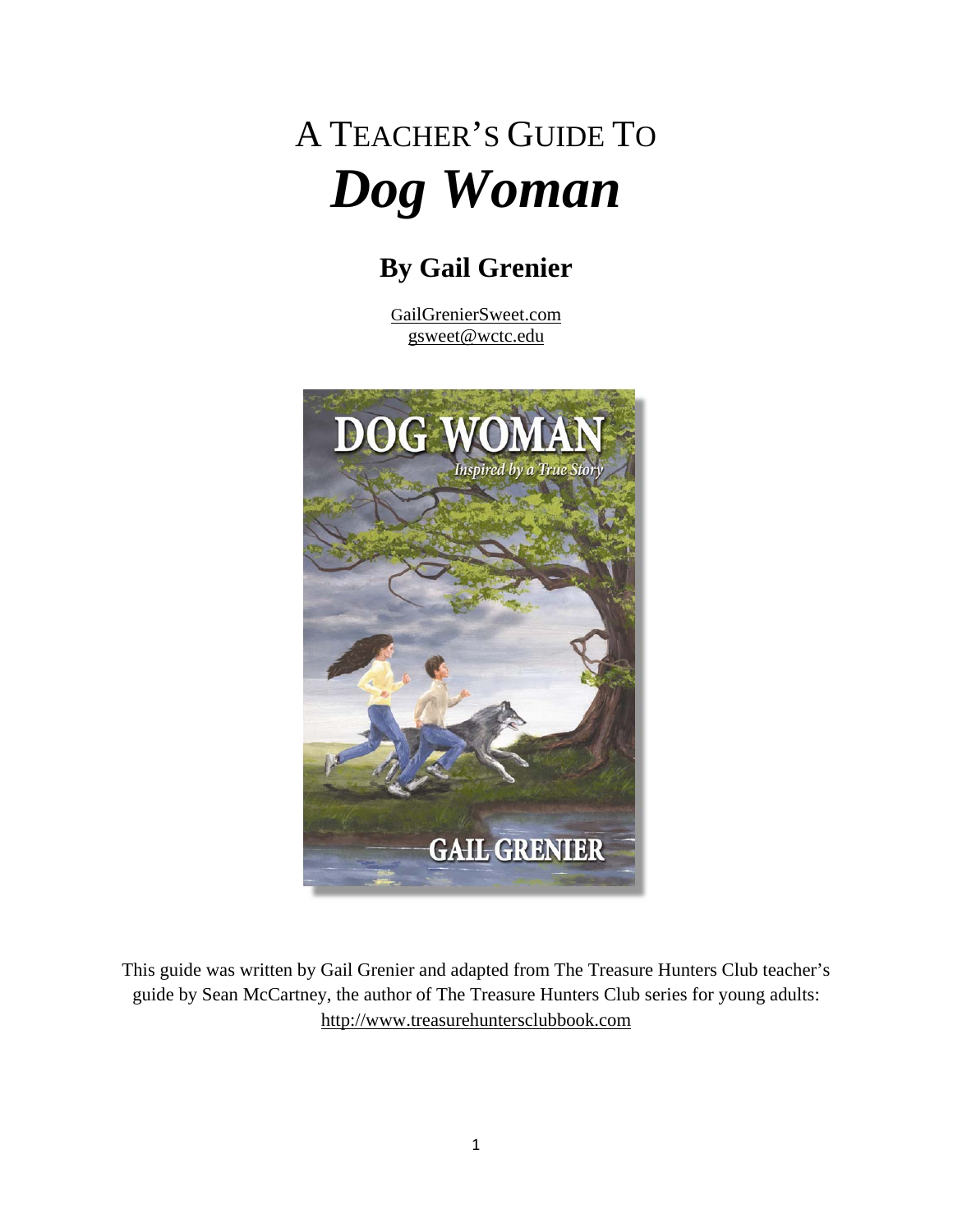# A TEACHER'S GUIDE TO
# *Dog Woman*

## By Gail Grenier

GailGrenierSweet.com
gsweet@wctc.edu

This guide was written by Gail Grenier and adapted from The Treasure Hunters Club teacher's guide by Sean McCartney, the author of The Treasure Hunters Club series for young adults: http://www.treasurehuntersclubbook.com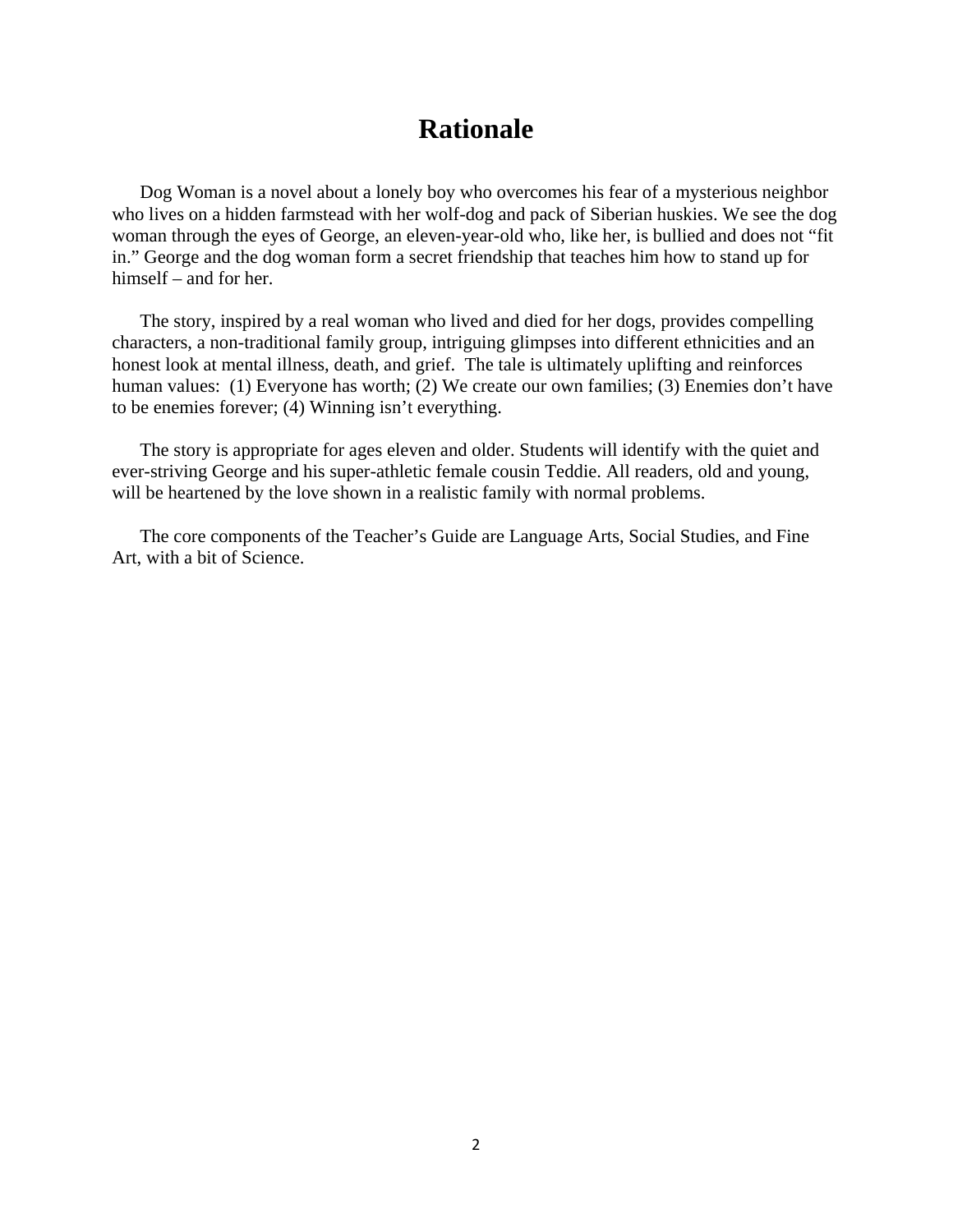# Rationale

Dog Woman is a novel about a lonely boy who overcomes his fear of a mysterious neighbor who lives on a hidden farmstead with her wolf-dog and pack of Siberian huskies. We see the dog woman through the eyes of George, an eleven-year-old who, like her, is bullied and does not "fit in." George and the dog woman form a secret friendship that teaches him how to stand up for himself – and for her.

The story, inspired by a real woman who lived and died for her dogs, provides compelling characters, a non-traditional family group, intriguing glimpses into different ethnicities and an honest look at mental illness, death, and grief. The tale is ultimately uplifting and reinforces human values: (1) Everyone has worth; (2) We create our own families; (3) Enemies don't have to be enemies forever; (4) Winning isn't everything.

The story is appropriate for ages eleven and older. Students will identify with the quiet and ever-striving George and his super-athletic female cousin Teddie. All readers, old and young, will be heartened by the love shown in a realistic family with normal problems.

The core components of the Teacher's Guide are Language Arts, Social Studies, and Fine Art, with a bit of Science.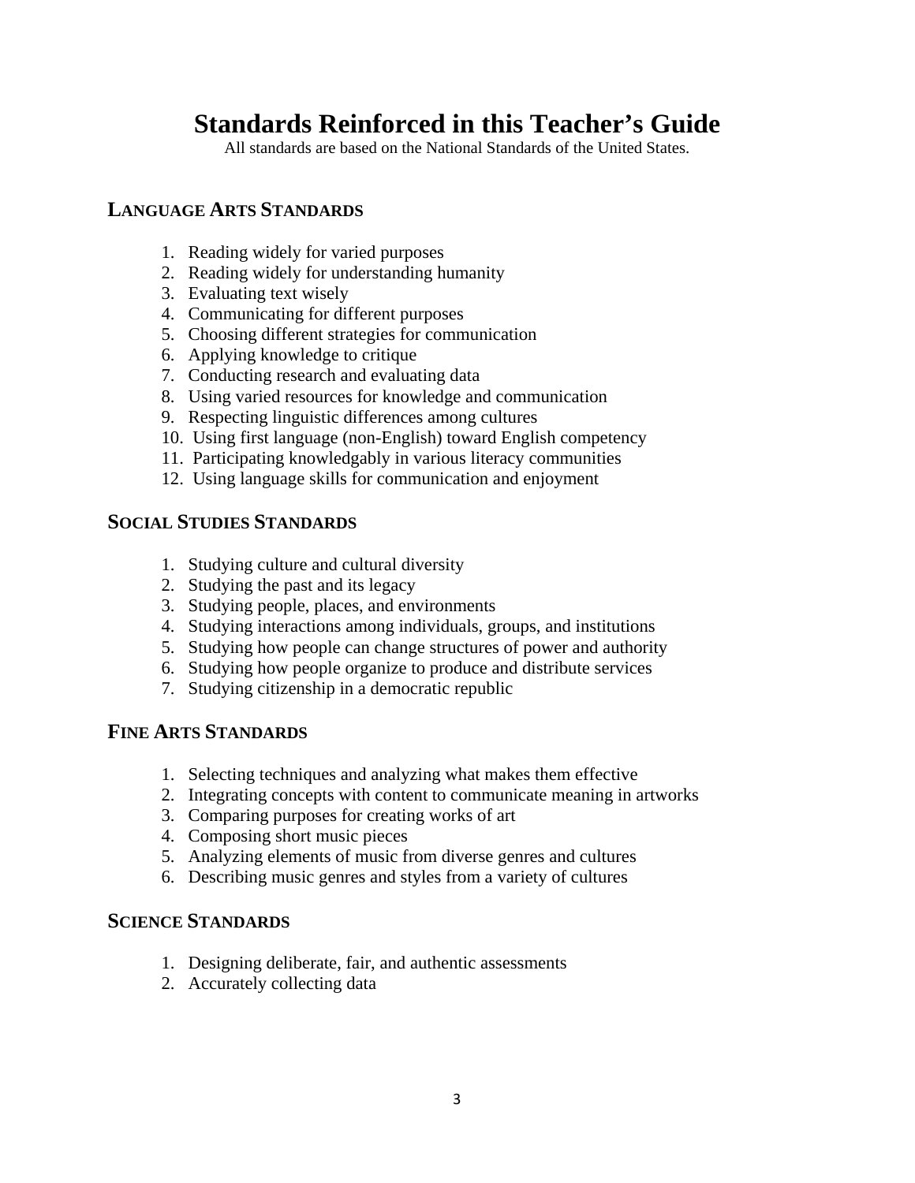# Standards Reinforced in this Teacher's Guide

All standards are based on the National Standards of the United States.

## LANGUAGE ARTS STANDARDS

1. Reading widely for varied purposes
2. Reading widely for understanding humanity
3. Evaluating text wisely
4. Communicating for different purposes
5. Choosing different strategies for communication
6. Applying knowledge to critique
7. Conducting research and evaluating data
8. Using varied resources for knowledge and communication
9. Respecting linguistic differences among cultures
10. Using first language (non-English) toward English competency
11. Participating knowledgably in various literacy communities
12. Using language skills for communication and enjoyment

## SOCIAL STUDIES STANDARDS

1. Studying culture and cultural diversity
2. Studying the past and its legacy
3. Studying people, places, and environments
4. Studying interactions among individuals, groups, and institutions
5. Studying how people can change structures of power and authority
6. Studying how people organize to produce and distribute services
7. Studying citizenship in a democratic republic

## FINE ARTS STANDARDS

1. Selecting techniques and analyzing what makes them effective
2. Integrating concepts with content to communicate meaning in artworks
3. Comparing purposes for creating works of art
4. Composing short music pieces
5. Analyzing elements of music from diverse genres and cultures
6. Describing music genres and styles from a variety of cultures

## SCIENCE STANDARDS

1. Designing deliberate, fair, and authentic assessments
2. Accurately collecting data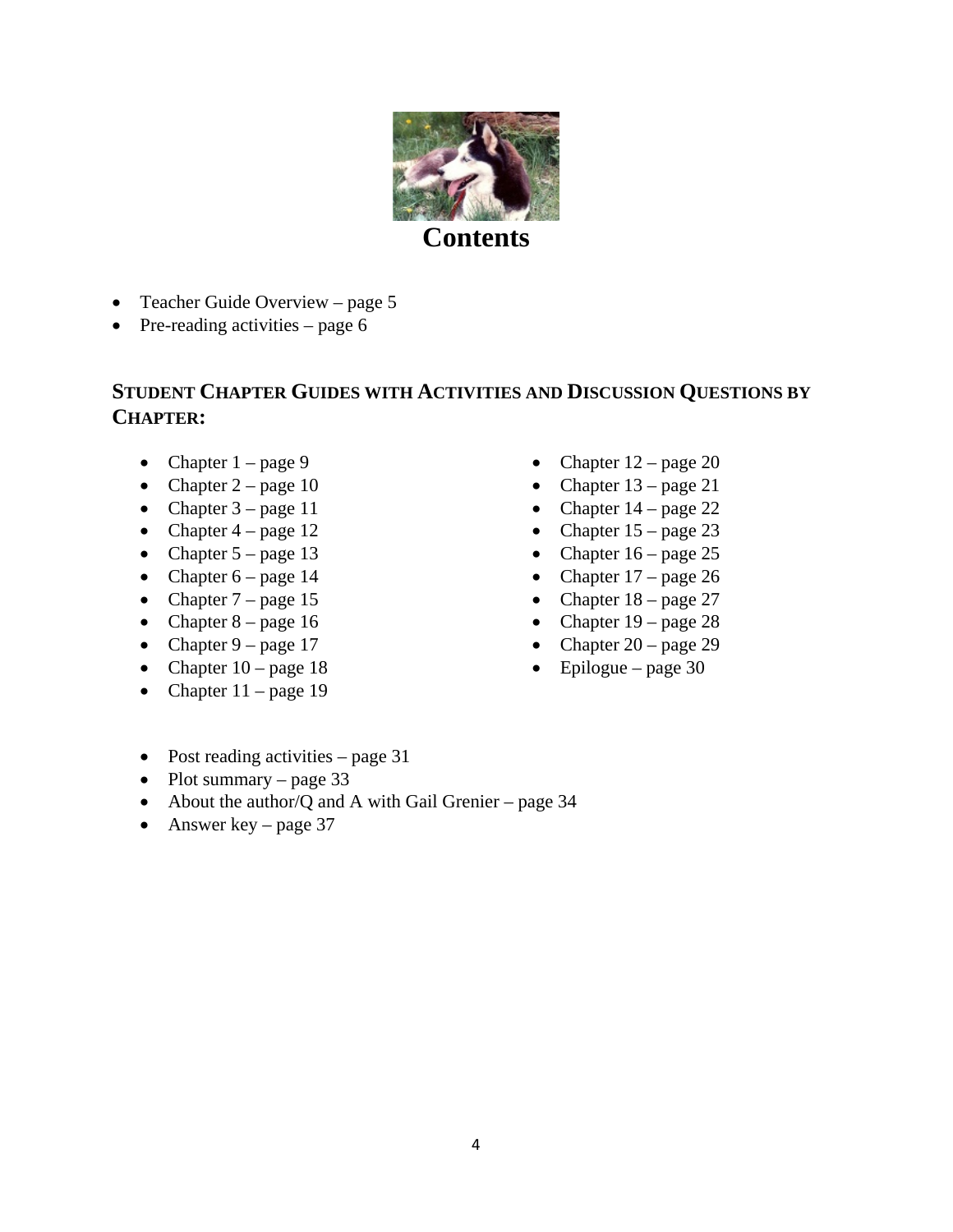# Contents

- Teacher Guide Overview – page 5
- Pre-reading activities – page 6

### STUDENT CHAPTER GUIDES WITH ACTIVITIES AND DISCUSSION QUESTIONS BY CHAPTER:

- Chapter 1 – page 9
- Chapter 2 – page 10
- Chapter 3 – page 11
- Chapter 4 – page 12
- Chapter 5 – page 13
- Chapter 6 – page 14
- Chapter 7 – page 15
- Chapter 8 – page 16
- Chapter 9 – page 17
- Chapter 10 – page 18
- Chapter 11 – page 19
- Chapter 12 – page 20
- Chapter 13 – page 21
- Chapter 14 – page 22
- Chapter 15 – page 23
- Chapter 16 – page 25
- Chapter 17 – page 26
- Chapter 18 – page 27
- Chapter 19 – page 28
- Chapter 20 – page 29
- Epilogue – page 30

- Post reading activities – page 31
- Plot summary – page 33
- About the author/Q and A with Gail Grenier – page 34
- Answer key – page 37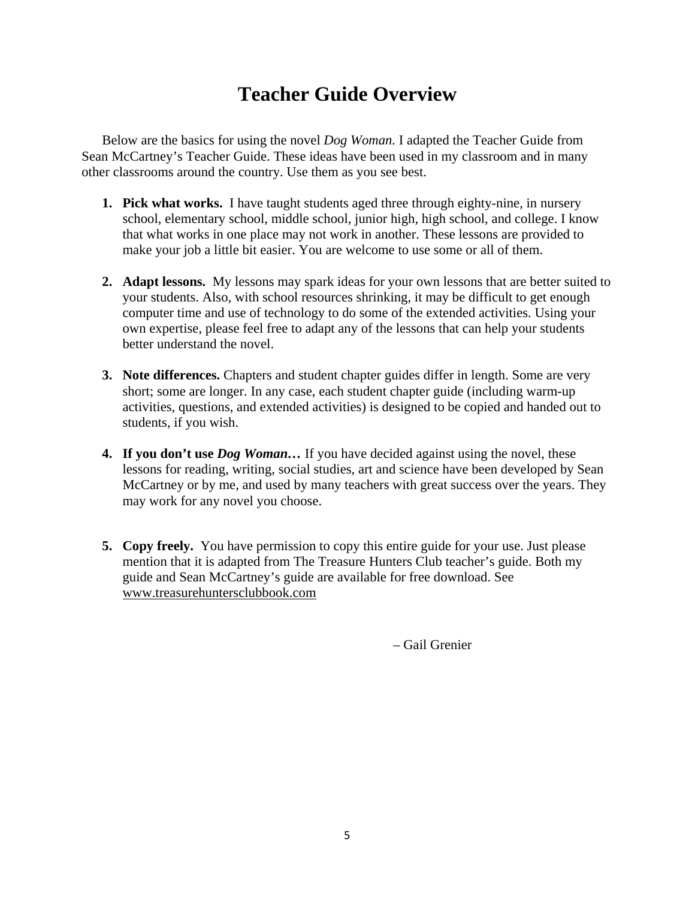# Teacher Guide Overview

Below are the basics for using the novel *Dog Woman.* I adapted the Teacher Guide from Sean McCartney's Teacher Guide. These ideas have been used in my classroom and in many other classrooms around the country. Use them as you see best.

1. **Pick what works.** I have taught students aged three through eighty-nine, in nursery school, elementary school, middle school, junior high, high school, and college. I know that what works in one place may not work in another. These lessons are provided to make your job a little bit easier. You are welcome to use some or all of them.

2. **Adapt lessons.** My lessons may spark ideas for your own lessons that are better suited to your students. Also, with school resources shrinking, it may be difficult to get enough computer time and use of technology to do some of the extended activities. Using your own expertise, please feel free to adapt any of the lessons that can help your students better understand the novel.

3. **Note differences.** Chapters and student chapter guides differ in length. Some are very short; some are longer. In any case, each student chapter guide (including warm-up activities, questions, and extended activities) is designed to be copied and handed out to students, if you wish.

4. **If you don't use *Dog Woman*…** If you have decided against using the novel, these lessons for reading, writing, social studies, art and science have been developed by Sean McCartney or by me, and used by many teachers with great success over the years. They may work for any novel you choose.

5. **Copy freely.** You have permission to copy this entire guide for your use. Just please mention that it is adapted from The Treasure Hunters Club teacher's guide. Both my guide and Sean McCartney's guide are available for free download. See www.treasurehuntersclubbook.com

– Gail Grenier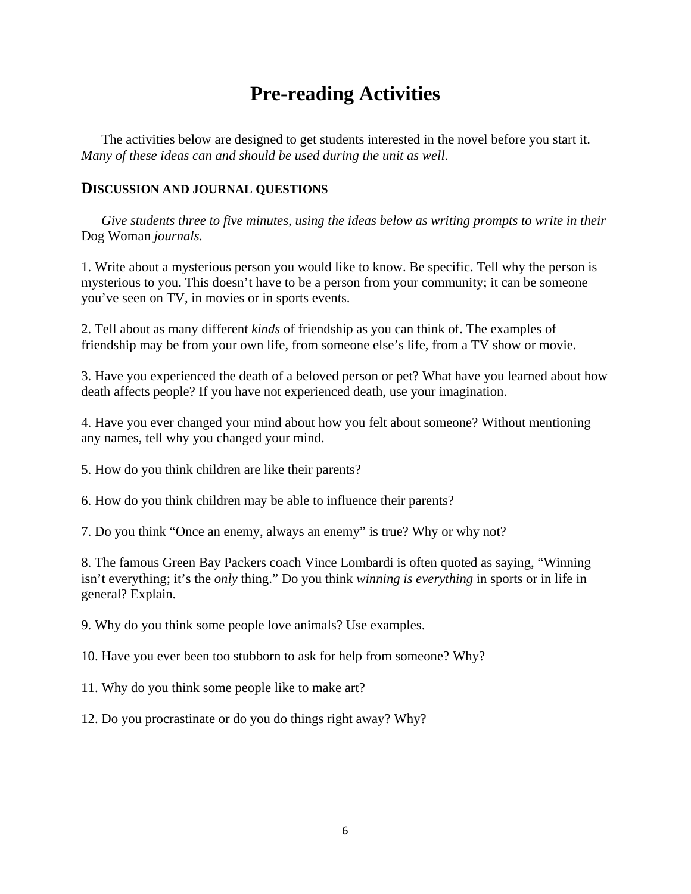# Pre-reading Activities

The activities below are designed to get students interested in the novel before you start it. *Many of these ideas can and should be used during the unit as well*.

## DISCUSSION AND JOURNAL QUESTIONS

*Give students three to five minutes, using the ideas below as writing prompts to write in their* Dog Woman *journals.*

1. Write about a mysterious person you would like to know. Be specific. Tell why the person is mysterious to you. This doesn't have to be a person from your community; it can be someone you've seen on TV, in movies or in sports events.

2. Tell about as many different *kinds* of friendship as you can think of. The examples of friendship may be from your own life, from someone else's life, from a TV show or movie.

3. Have you experienced the death of a beloved person or pet? What have you learned about how death affects people? If you have not experienced death, use your imagination.

4. Have you ever changed your mind about how you felt about someone? Without mentioning any names, tell why you changed your mind.

5. How do you think children are like their parents?

6. How do you think children may be able to influence their parents?

7. Do you think "Once an enemy, always an enemy" is true? Why or why not?

8. The famous Green Bay Packers coach Vince Lombardi is often quoted as saying, "Winning isn't everything; it's the *only* thing." Do you think *winning is everything* in sports or in life in general? Explain.

9. Why do you think some people love animals? Use examples.

10. Have you ever been too stubborn to ask for help from someone? Why?

11. Why do you think some people like to make art?

12. Do you procrastinate or do you do things right away? Why?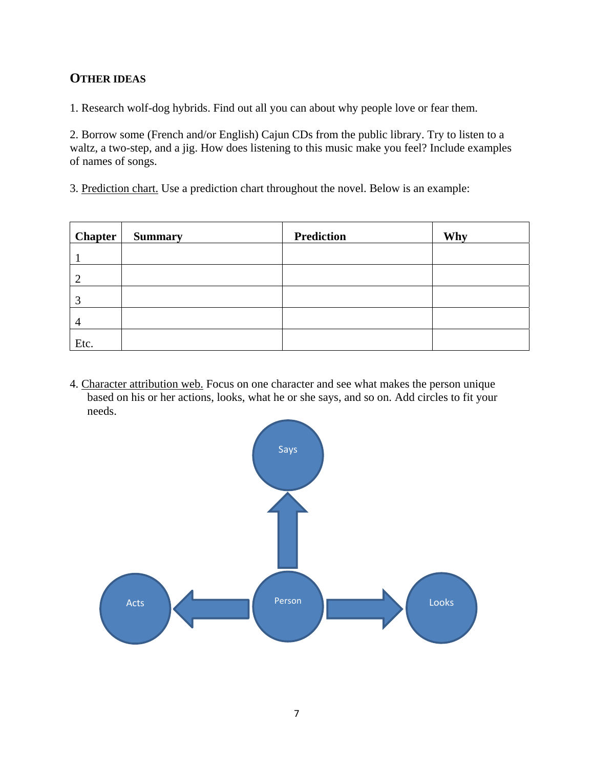## OTHER IDEAS

1. Research wolf-dog hybrids. Find out all you can about why people love or fear them.

2. Borrow some (French and/or English) Cajun CDs from the public library. Try to listen to a waltz, a two-step, and a jig. How does listening to this music make you feel? Include examples of names of songs.

3. Prediction chart. Use a prediction chart throughout the novel. Below is an example:

| Chapter | Summary | Prediction | Why |
|---|---|---|---|
| 1 | | | |
| 2 | | | |
| 3 | | | |
| 4 | | | |
| Etc. | | | |

4. Character attribution web. Focus on one character and see what makes the person unique based on his or her actions, looks, what he or she says, and so on. Add circles to fit your needs.

Says

Acts    Person    Looks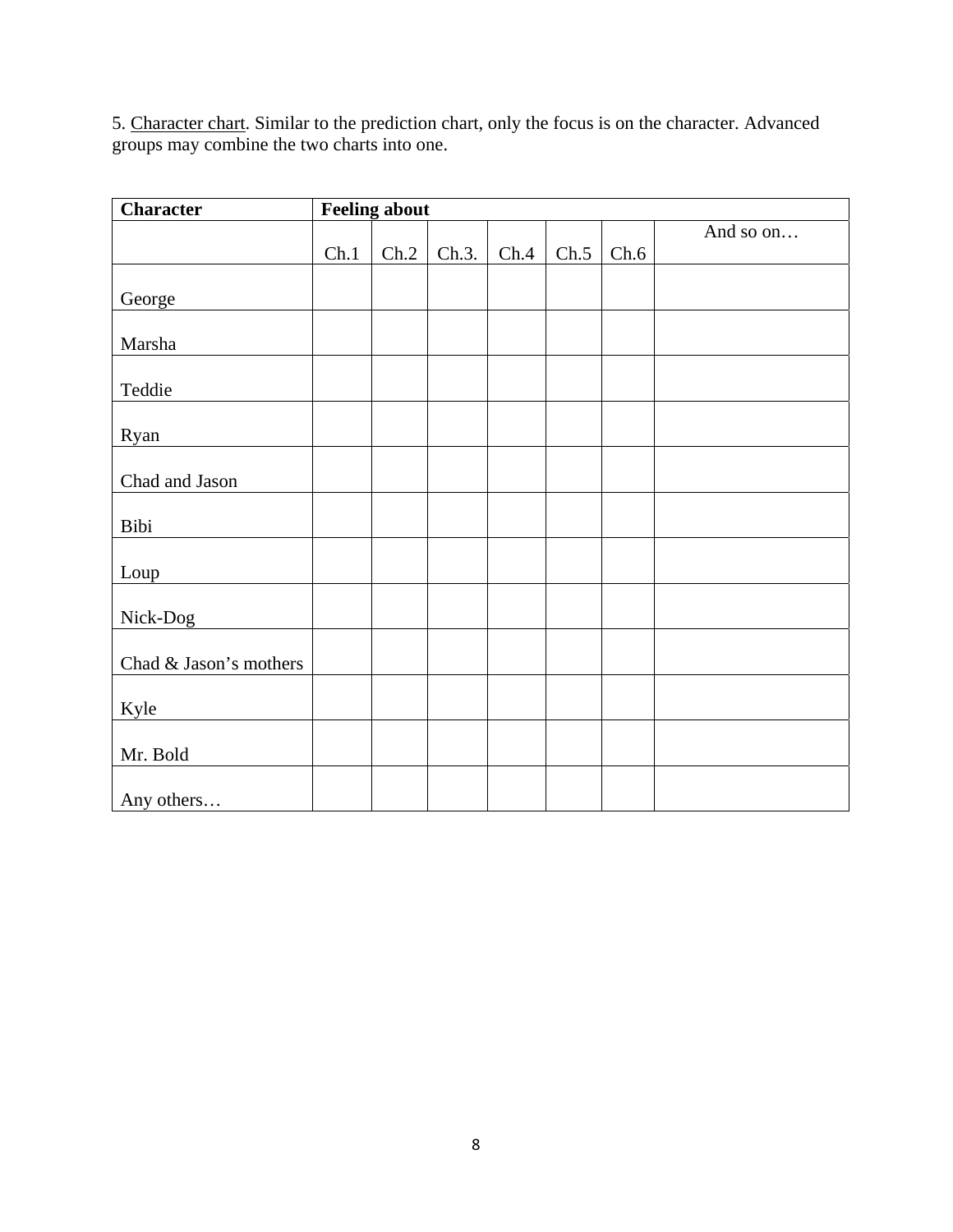5. Character chart. Similar to the prediction chart, only the focus is on the character. Advanced groups may combine the two charts into one.

| **Character** | **Feeling about** | | | | | | |
|---|---|---|---|---|---|---|---|
| | Ch.1 | Ch.2 | Ch.3. | Ch.4 | Ch.5 | Ch.6 | And so on… |
| George | | | | | | | |
| Marsha | | | | | | | |
| Teddie | | | | | | | |
| Ryan | | | | | | | |
| Chad and Jason | | | | | | | |
| Bibi | | | | | | | |
| Loup | | | | | | | |
| Nick-Dog | | | | | | | |
| Chad & Jason's mothers | | | | | | | |
| Kyle | | | | | | | |
| Mr. Bold | | | | | | | |
| Any others… | | | | | | | |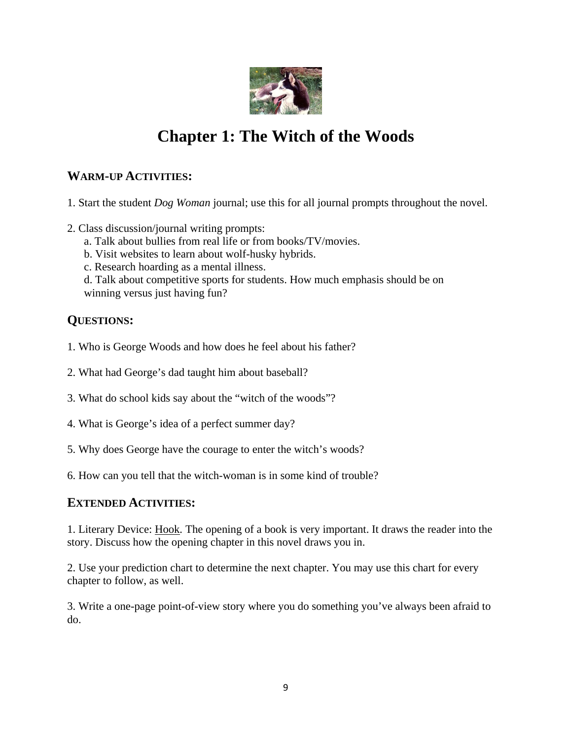# Chapter 1: The Witch of the Woods

## WARM-UP ACTIVITIES:

1. Start the student *Dog Woman* journal; use this for all journal prompts throughout the novel.

2. Class discussion/journal writing prompts:
   a. Talk about bullies from real life or from books/TV/movies.
   b. Visit websites to learn about wolf-husky hybrids.
   c. Research hoarding as a mental illness.
   d. Talk about competitive sports for students. How much emphasis should be on winning versus just having fun?

## QUESTIONS:

1. Who is George Woods and how does he feel about his father?

2. What had George's dad taught him about baseball?

3. What do school kids say about the "witch of the woods"?

4. What is George's idea of a perfect summer day?

5. Why does George have the courage to enter the witch's woods?

6. How can you tell that the witch-woman is in some kind of trouble?

## EXTENDED ACTIVITIES:

1. Literary Device: Hook. The opening of a book is very important. It draws the reader into the story. Discuss how the opening chapter in this novel draws you in.

2. Use your prediction chart to determine the next chapter. You may use this chart for every chapter to follow, as well.

3. Write a one-page point-of-view story where you do something you've always been afraid to do.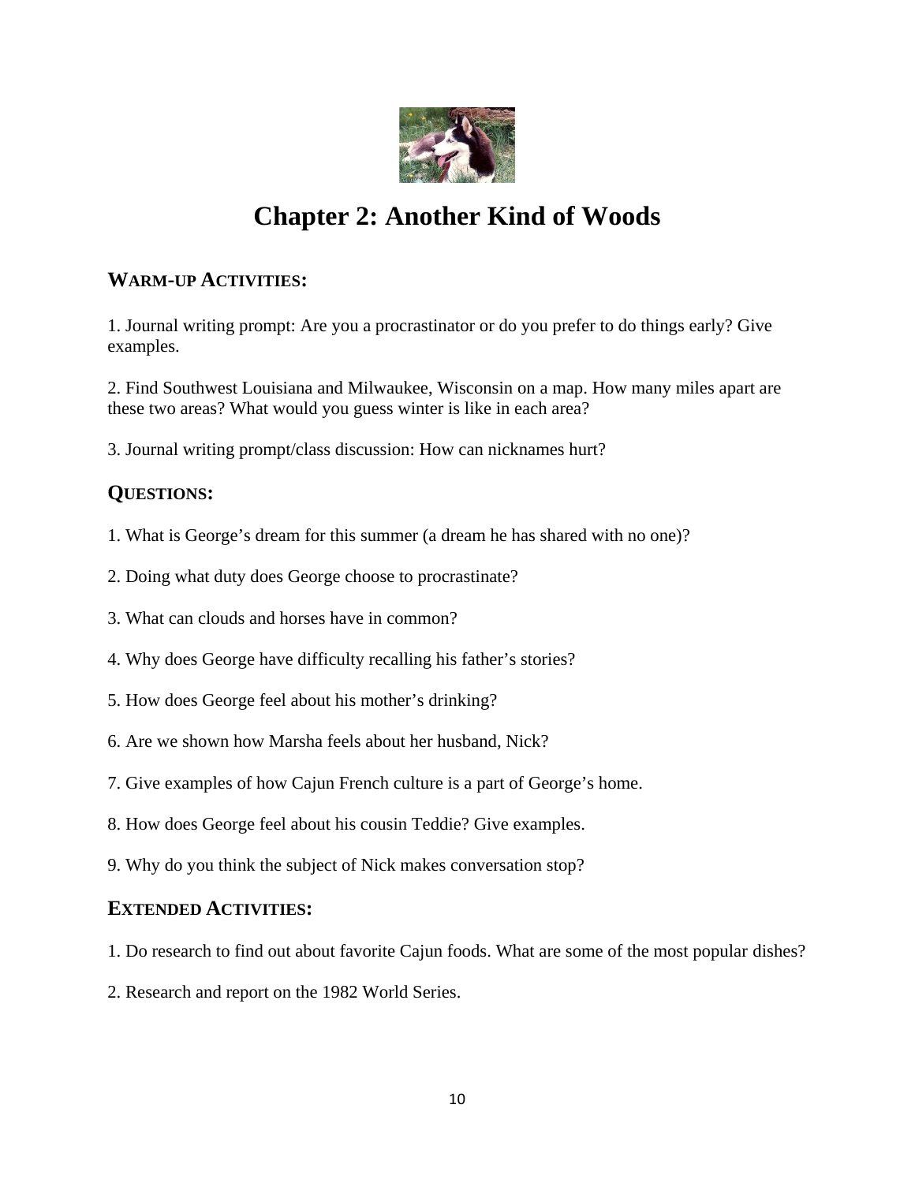# Chapter 2: Another Kind of Woods

## Warm-up Activities:

1. Journal writing prompt: Are you a procrastinator or do you prefer to do things early? Give examples.

2. Find Southwest Louisiana and Milwaukee, Wisconsin on a map. How many miles apart are these two areas? What would you guess winter is like in each area?

3. Journal writing prompt/class discussion: How can nicknames hurt?

## Questions:

1. What is George's dream for this summer (a dream he has shared with no one)?

2. Doing what duty does George choose to procrastinate?

3. What can clouds and horses have in common?

4. Why does George have difficulty recalling his father's stories?

5. How does George feel about his mother's drinking?

6. Are we shown how Marsha feels about her husband, Nick?

7. Give examples of how Cajun French culture is a part of George's home.

8. How does George feel about his cousin Teddie? Give examples.

9. Why do you think the subject of Nick makes conversation stop?

## Extended Activities:

1. Do research to find out about favorite Cajun foods. What are some of the most popular dishes?

2. Research and report on the 1982 World Series.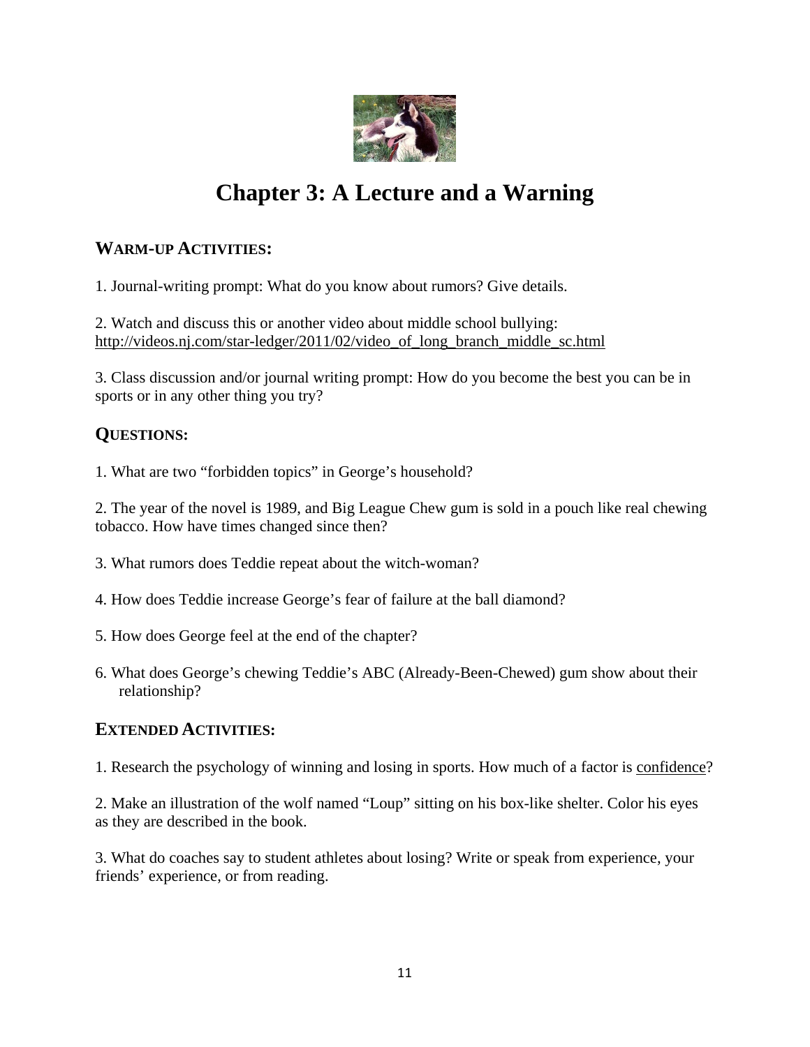# Chapter 3: A Lecture and a Warning

## WARM-UP ACTIVITIES:

1. Journal-writing prompt: What do you know about rumors? Give details.

2. Watch and discuss this or another video about middle school bullying: http://videos.nj.com/star-ledger/2011/02/video_of_long_branch_middle_sc.html

3. Class discussion and/or journal writing prompt: How do you become the best you can be in sports or in any other thing you try?

## QUESTIONS:

1. What are two "forbidden topics" in George's household?

2. The year of the novel is 1989, and Big League Chew gum is sold in a pouch like real chewing tobacco. How have times changed since then?

3. What rumors does Teddie repeat about the witch-woman?

4. How does Teddie increase George's fear of failure at the ball diamond?

5. How does George feel at the end of the chapter?

6. What does George's chewing Teddie's ABC (Already-Been-Chewed) gum show about their relationship?

## EXTENDED ACTIVITIES:

1. Research the psychology of winning and losing in sports. How much of a factor is confidence?

2. Make an illustration of the wolf named "Loup" sitting on his box-like shelter. Color his eyes as they are described in the book.

3. What do coaches say to student athletes about losing? Write or speak from experience, your friends' experience, or from reading.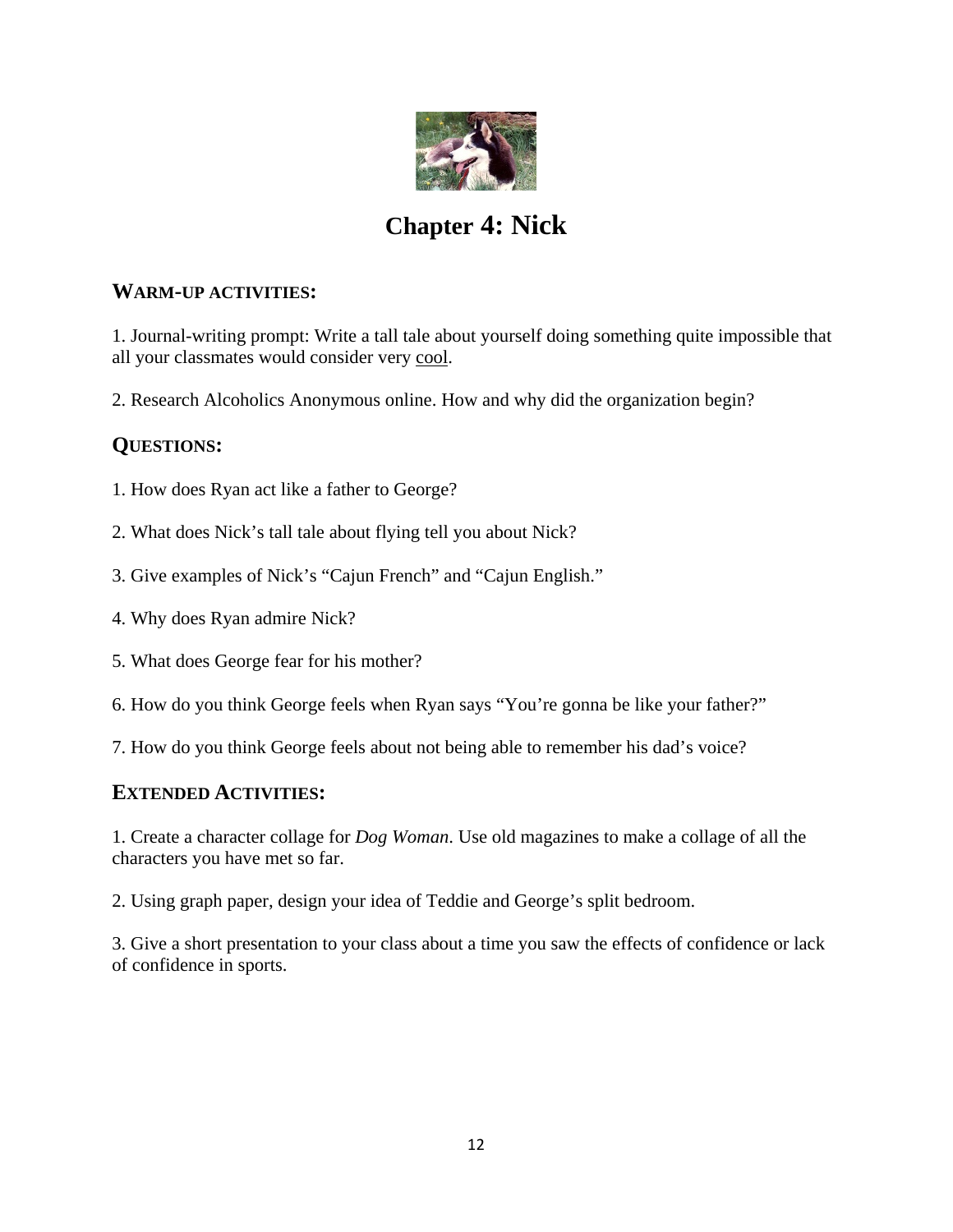# Chapter 4: Nick

## WARM-UP ACTIVITIES:

1. Journal-writing prompt: Write a tall tale about yourself doing something quite impossible that all your classmates would consider very <u>cool</u>.

2. Research Alcoholics Anonymous online. How and why did the organization begin?

## QUESTIONS:

1. How does Ryan act like a father to George?

2. What does Nick's tall tale about flying tell you about Nick?

3. Give examples of Nick's "Cajun French" and "Cajun English."

4. Why does Ryan admire Nick?

5. What does George fear for his mother?

6. How do you think George feels when Ryan says "You're gonna be like your father?"

7. How do you think George feels about not being able to remember his dad's voice?

## EXTENDED ACTIVITIES:

1. Create a character collage for *Dog Woman*. Use old magazines to make a collage of all the characters you have met so far.

2. Using graph paper, design your idea of Teddie and George's split bedroom.

3. Give a short presentation to your class about a time you saw the effects of confidence or lack of confidence in sports.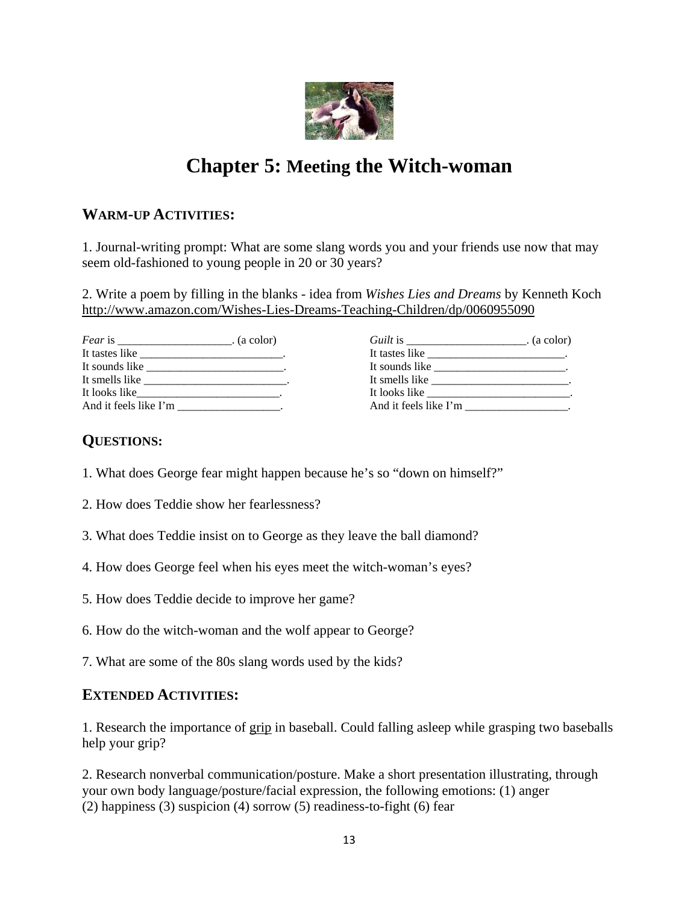# Chapter 5: Meeting the Witch-woman

## WARM-UP ACTIVITIES:

1. Journal-writing prompt: What are some slang words you and your friends use now that may seem old-fashioned to young people in 20 or 30 years?

2. Write a poem by filling in the blanks - idea from *Wishes Lies and Dreams* by Kenneth Koch http://www.amazon.com/Wishes-Lies-Dreams-Teaching-Children/dp/0060955090

*Fear* is ____________________. (a color)
It tastes like _________________________.
It sounds like ________________________.
It smells like _________________________.
It looks like_________________________.
And it feels like I'm __________________.

*Guilt* is _____________________. (a color)
It tastes like ________________________.
It sounds like _______________________.
It smells like ________________________.
It looks like _________________________.
And it feels like I'm __________________.

## QUESTIONS:

1. What does George fear might happen because he's so "down on himself?"

2. How does Teddie show her fearlessness?

3. What does Teddie insist on to George as they leave the ball diamond?

4. How does George feel when his eyes meet the witch-woman's eyes?

5. How does Teddie decide to improve her game?

6. How do the witch-woman and the wolf appear to George?

7. What are some of the 80s slang words used by the kids?

## EXTENDED ACTIVITIES:

1. Research the importance of grip in baseball. Could falling asleep while grasping two baseballs help your grip?

2. Research nonverbal communication/posture. Make a short presentation illustrating, through your own body language/posture/facial expression, the following emotions: (1) anger (2) happiness (3) suspicion (4) sorrow (5) readiness-to-fight (6) fear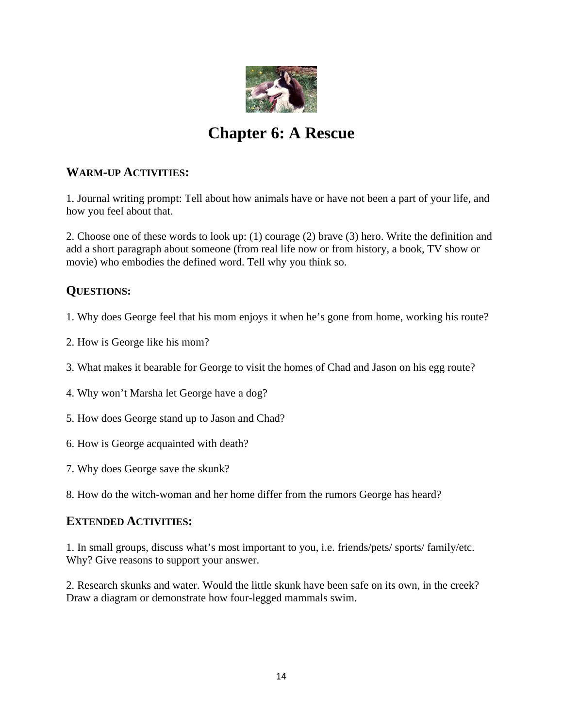# Chapter 6: A Rescue

## WARM-UP ACTIVITIES:

1. Journal writing prompt: Tell about how animals have or have not been a part of your life, and how you feel about that.

2. Choose one of these words to look up: (1) courage (2) brave (3) hero. Write the definition and add a short paragraph about someone (from real life now or from history, a book, TV show or movie) who embodies the defined word. Tell why you think so.

## QUESTIONS:

1. Why does George feel that his mom enjoys it when he's gone from home, working his route?

2. How is George like his mom?

3. What makes it bearable for George to visit the homes of Chad and Jason on his egg route?

4. Why won't Marsha let George have a dog?

5. How does George stand up to Jason and Chad?

6. How is George acquainted with death?

7. Why does George save the skunk?

8. How do the witch-woman and her home differ from the rumors George has heard?

## EXTENDED ACTIVITIES:

1. In small groups, discuss what's most important to you, i.e. friends/pets/ sports/ family/etc. Why? Give reasons to support your answer.

2. Research skunks and water. Would the little skunk have been safe on its own, in the creek? Draw a diagram or demonstrate how four-legged mammals swim.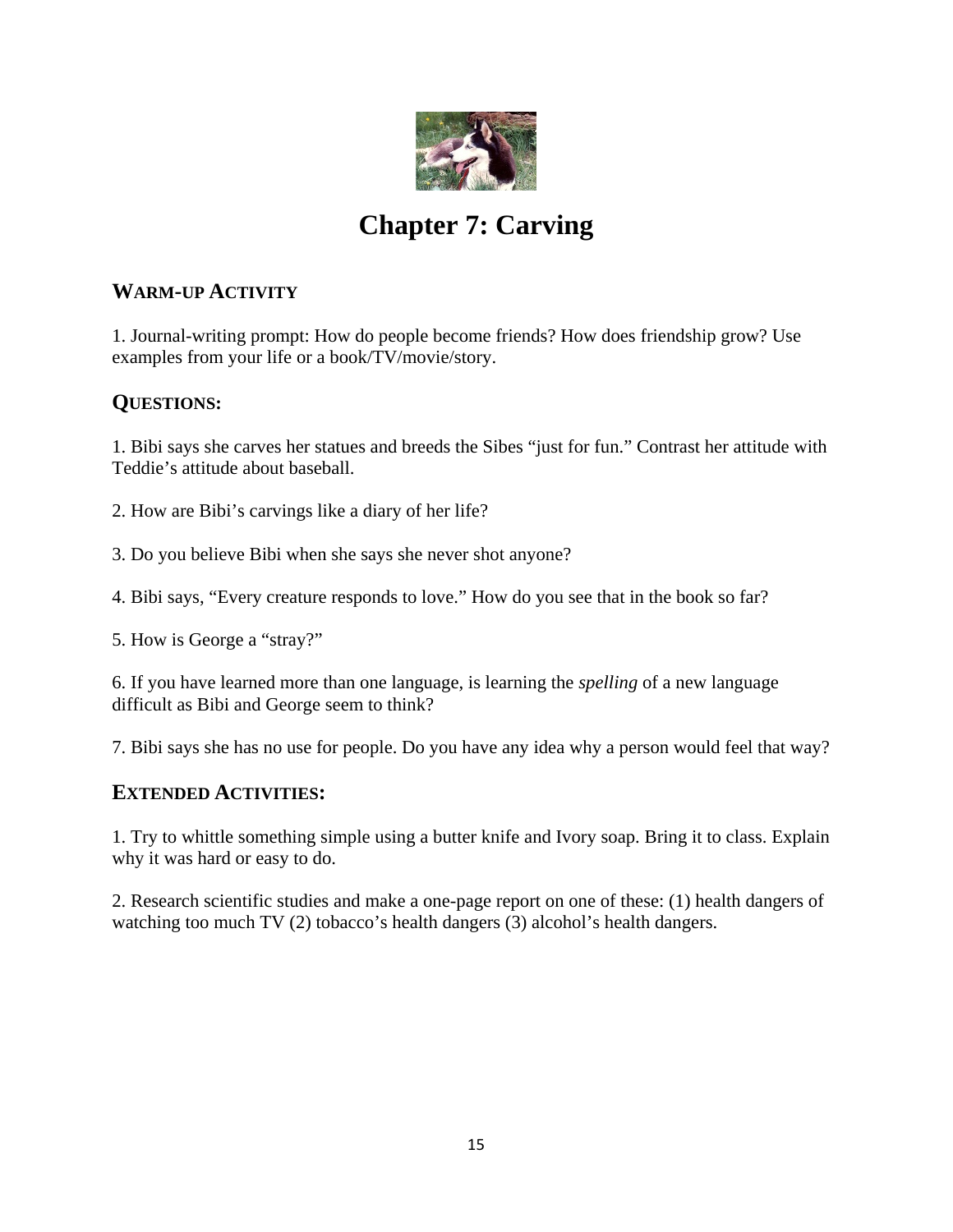# Chapter 7: Carving

## Warm-up Activity

1. Journal-writing prompt: How do people become friends? How does friendship grow? Use examples from your life or a book/TV/movie/story.

## Questions:

1. Bibi says she carves her statues and breeds the Sibes "just for fun." Contrast her attitude with Teddie's attitude about baseball.

2. How are Bibi's carvings like a diary of her life?

3. Do you believe Bibi when she says she never shot anyone?

4. Bibi says, "Every creature responds to love." How do you see that in the book so far?

5. How is George a "stray?"

6. If you have learned more than one language, is learning the *spelling* of a new language difficult as Bibi and George seem to think?

7. Bibi says she has no use for people. Do you have any idea why a person would feel that way?

## Extended Activities:

1. Try to whittle something simple using a butter knife and Ivory soap. Bring it to class. Explain why it was hard or easy to do.

2. Research scientific studies and make a one-page report on one of these: (1) health dangers of watching too much TV (2) tobacco's health dangers (3) alcohol's health dangers.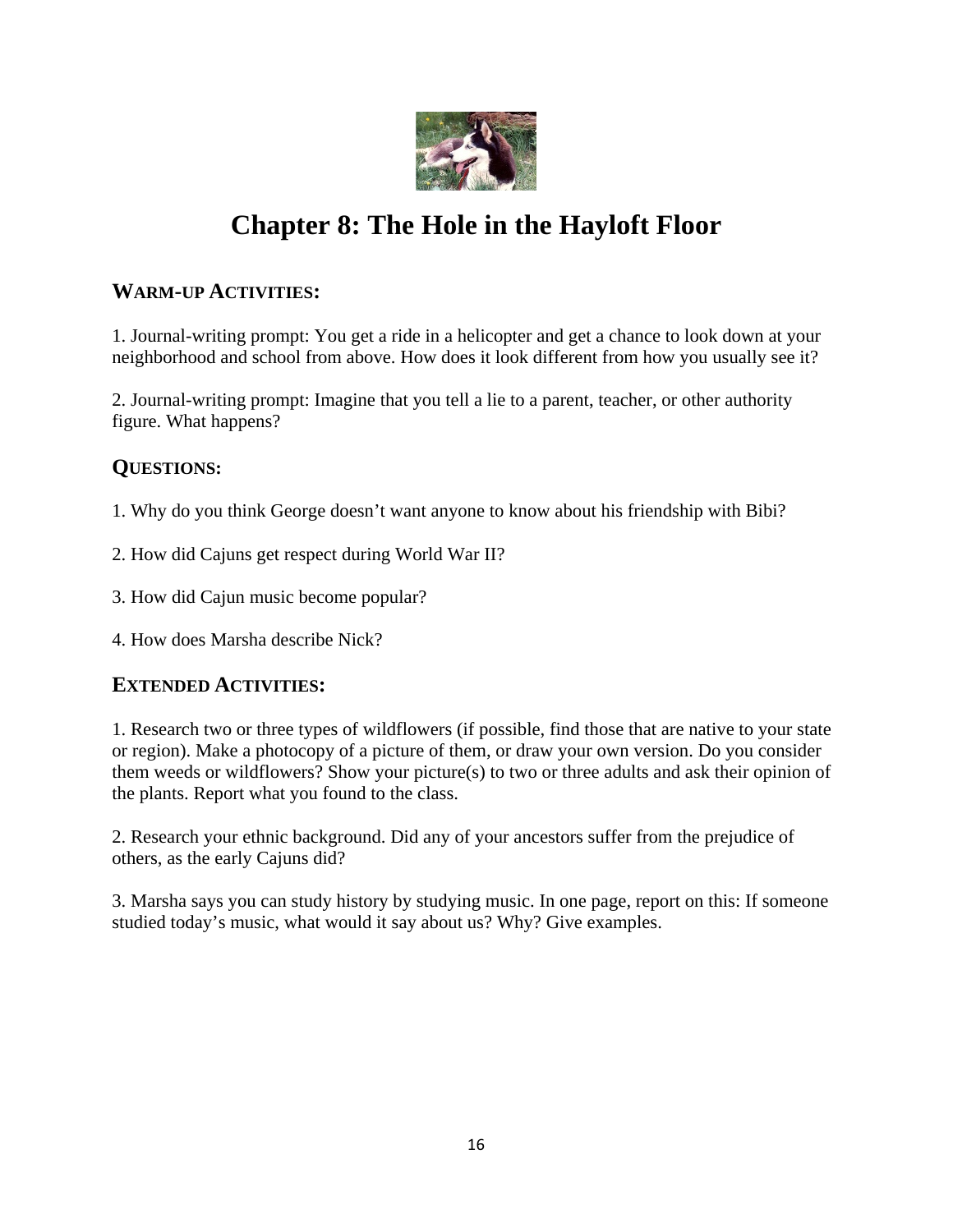# Chapter 8: The Hole in the Hayloft Floor

## WARM-UP ACTIVITIES:

1. Journal-writing prompt: You get a ride in a helicopter and get a chance to look down at your neighborhood and school from above. How does it look different from how you usually see it?

2. Journal-writing prompt: Imagine that you tell a lie to a parent, teacher, or other authority figure. What happens?

## QUESTIONS:

1. Why do you think George doesn't want anyone to know about his friendship with Bibi?

2. How did Cajuns get respect during World War II?

3. How did Cajun music become popular?

4. How does Marsha describe Nick?

## EXTENDED ACTIVITIES:

1. Research two or three types of wildflowers (if possible, find those that are native to your state or region). Make a photocopy of a picture of them, or draw your own version. Do you consider them weeds or wildflowers? Show your picture(s) to two or three adults and ask their opinion of the plants. Report what you found to the class.

2. Research your ethnic background. Did any of your ancestors suffer from the prejudice of others, as the early Cajuns did?

3. Marsha says you can study history by studying music. In one page, report on this: If someone studied today's music, what would it say about us? Why? Give examples.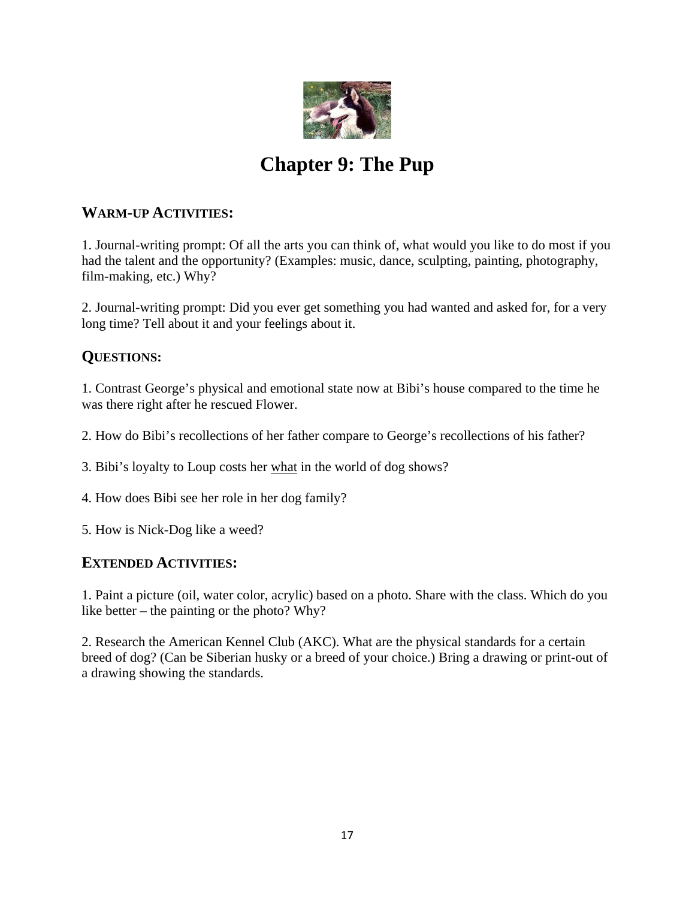# Chapter 9: The Pup

## WARM-UP ACTIVITIES:

1. Journal-writing prompt: Of all the arts you can think of, what would you like to do most if you had the talent and the opportunity? (Examples: music, dance, sculpting, painting, photography, film-making, etc.) Why?

2. Journal-writing prompt: Did you ever get something you had wanted and asked for, for a very long time? Tell about it and your feelings about it.

## QUESTIONS:

1. Contrast George's physical and emotional state now at Bibi's house compared to the time he was there right after he rescued Flower.

2. How do Bibi's recollections of her father compare to George's recollections of his father?

3. Bibi's loyalty to Loup costs her <u>what</u> in the world of dog shows?

4. How does Bibi see her role in her dog family?

5. How is Nick-Dog like a weed?

## EXTENDED ACTIVITIES:

1. Paint a picture (oil, water color, acrylic) based on a photo. Share with the class. Which do you like better – the painting or the photo? Why?

2. Research the American Kennel Club (AKC). What are the physical standards for a certain breed of dog? (Can be Siberian husky or a breed of your choice.) Bring a drawing or print-out of a drawing showing the standards.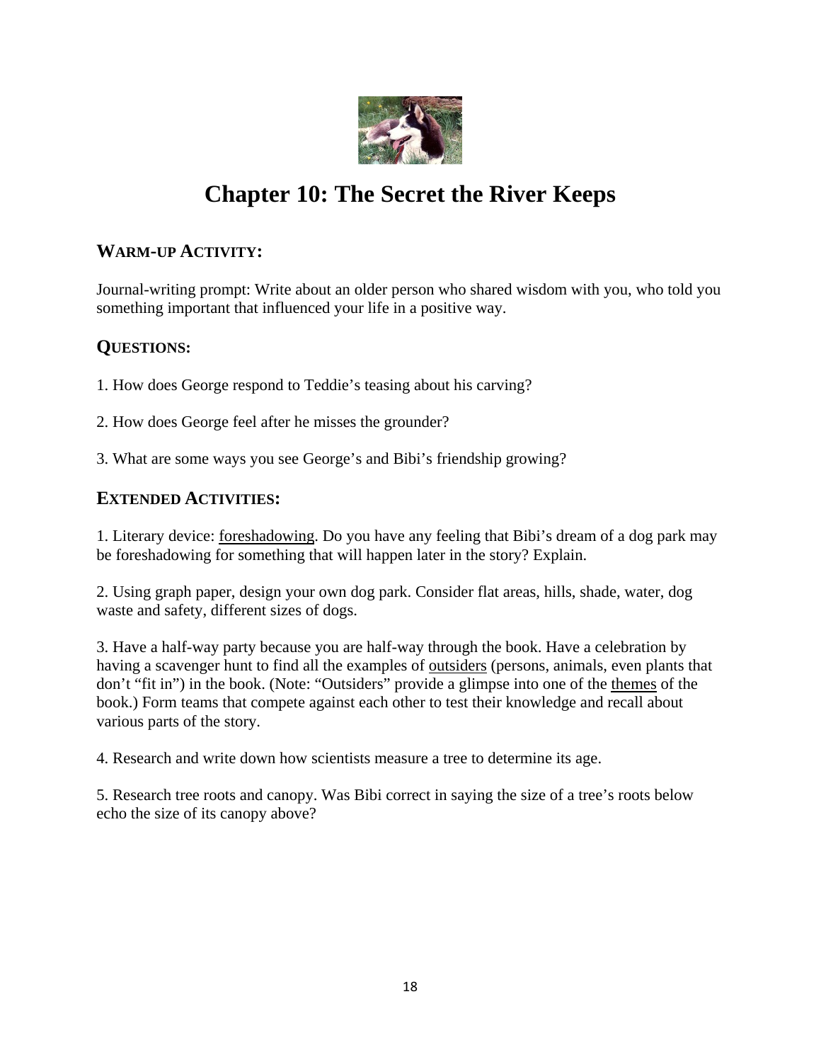# Chapter 10: The Secret the River Keeps

## WARM-UP ACTIVITY:

Journal-writing prompt: Write about an older person who shared wisdom with you, who told you something important that influenced your life in a positive way.

## QUESTIONS:

1. How does George respond to Teddie's teasing about his carving?

2. How does George feel after he misses the grounder?

3. What are some ways you see George's and Bibi's friendship growing?

## EXTENDED ACTIVITIES:

1. Literary device: foreshadowing. Do you have any feeling that Bibi's dream of a dog park may be foreshadowing for something that will happen later in the story? Explain.

2. Using graph paper, design your own dog park. Consider flat areas, hills, shade, water, dog waste and safety, different sizes of dogs.

3. Have a half-way party because you are half-way through the book. Have a celebration by having a scavenger hunt to find all the examples of outsiders (persons, animals, even plants that don't "fit in") in the book. (Note: "Outsiders" provide a glimpse into one of the themes of the book.) Form teams that compete against each other to test their knowledge and recall about various parts of the story.

4. Research and write down how scientists measure a tree to determine its age.

5. Research tree roots and canopy. Was Bibi correct in saying the size of a tree's roots below echo the size of its canopy above?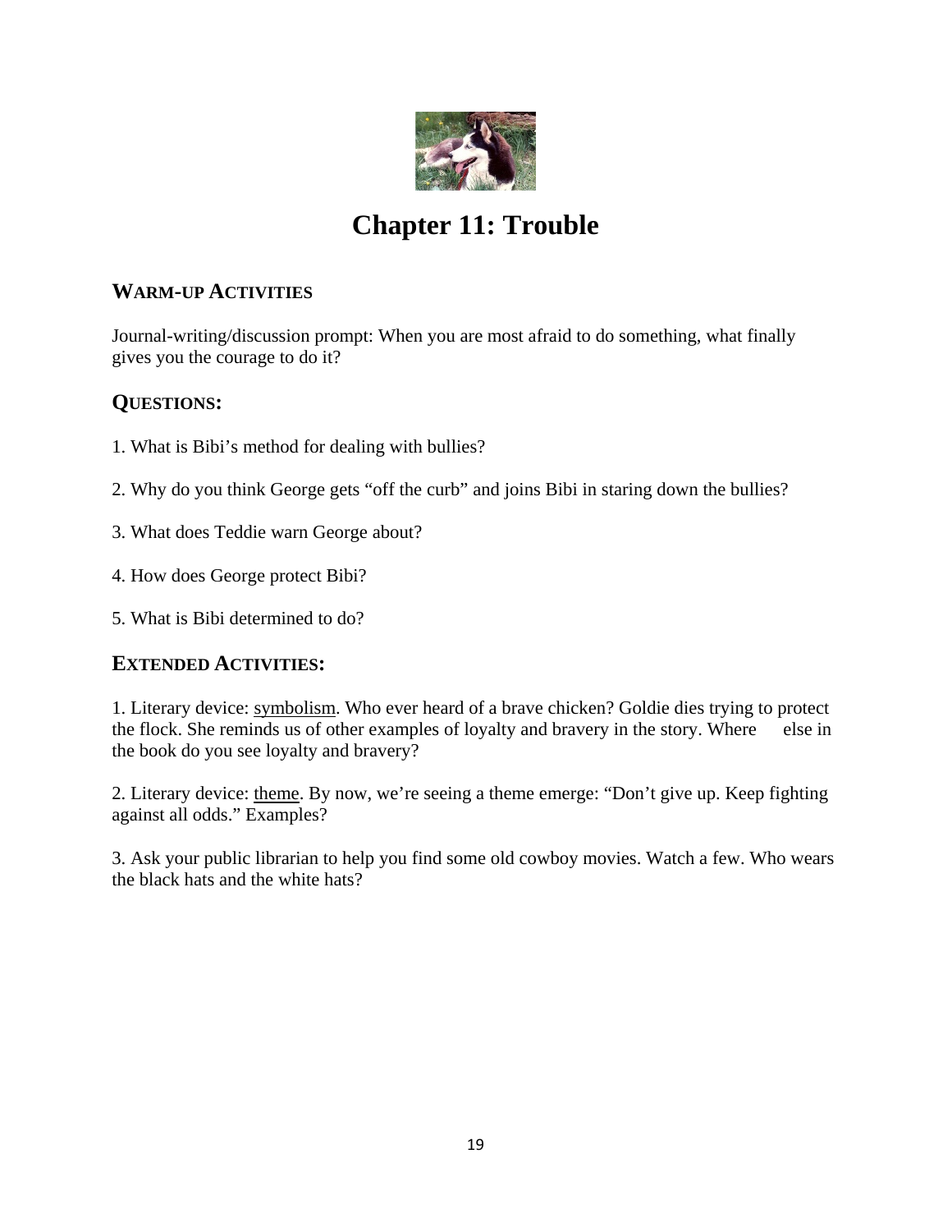# Chapter 11: Trouble

## WARM-UP ACTIVITIES

Journal-writing/discussion prompt: When you are most afraid to do something, what finally gives you the courage to do it?

## QUESTIONS:

1. What is Bibi's method for dealing with bullies?

2. Why do you think George gets "off the curb" and joins Bibi in staring down the bullies?

3. What does Teddie warn George about?

4. How does George protect Bibi?

5. What is Bibi determined to do?

## EXTENDED ACTIVITIES:

1. Literary device: symbolism. Who ever heard of a brave chicken? Goldie dies trying to protect the flock. She reminds us of other examples of loyalty and bravery in the story. Where else in the book do you see loyalty and bravery?

2. Literary device: theme. By now, we're seeing a theme emerge: "Don't give up. Keep fighting against all odds." Examples?

3. Ask your public librarian to help you find some old cowboy movies. Watch a few. Who wears the black hats and the white hats?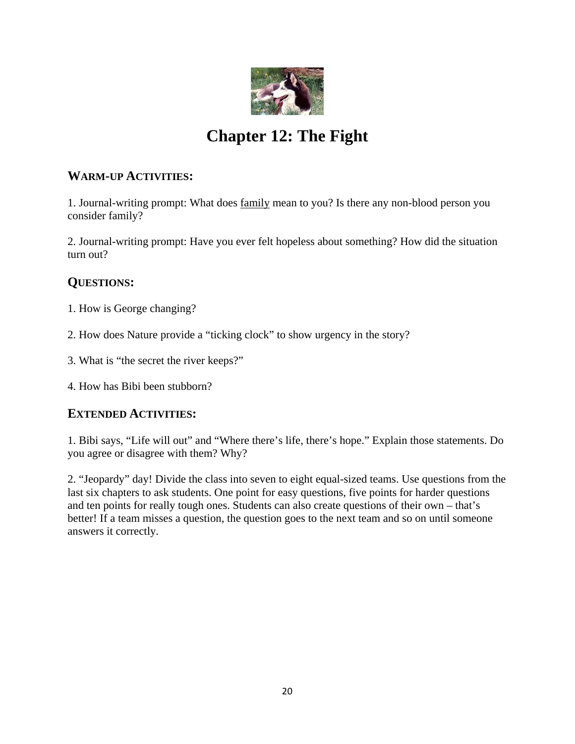# Chapter 12: The Fight

## WARM-UP ACTIVITIES:

1. Journal-writing prompt: What does <u>family</u> mean to you? Is there any non-blood person you consider family?

2. Journal-writing prompt: Have you ever felt hopeless about something? How did the situation turn out?

## QUESTIONS:

1. How is George changing?

2. How does Nature provide a "ticking clock" to show urgency in the story?

3. What is "the secret the river keeps?"

4. How has Bibi been stubborn?

## EXTENDED ACTIVITIES:

1. Bibi says, "Life will out" and "Where there's life, there's hope." Explain those statements. Do you agree or disagree with them? Why?

2. "Jeopardy" day! Divide the class into seven to eight equal-sized teams. Use questions from the last six chapters to ask students. One point for easy questions, five points for harder questions and ten points for really tough ones. Students can also create questions of their own – that's better! If a team misses a question, the question goes to the next team and so on until someone answers it correctly.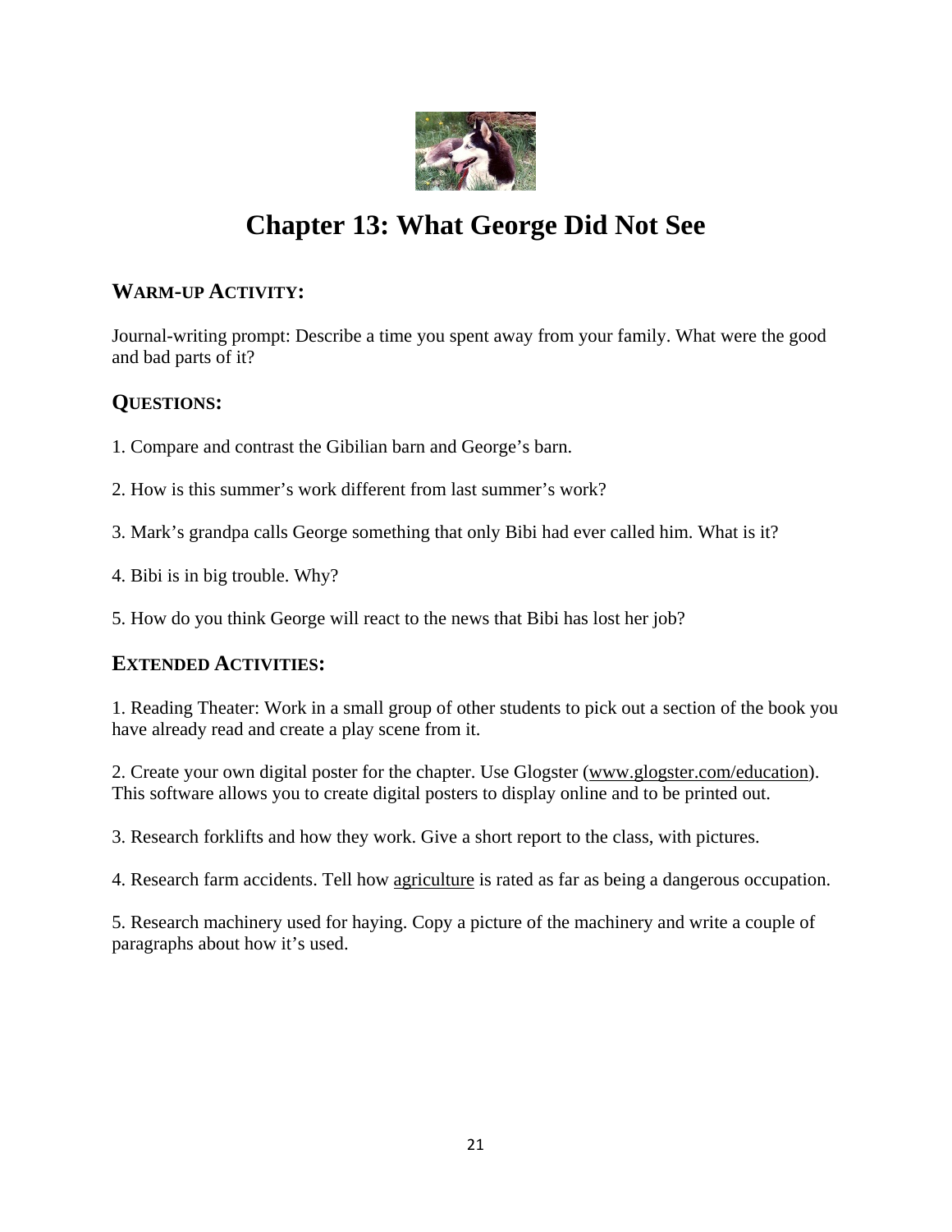# Chapter 13: What George Did Not See

## WARM-UP ACTIVITY:

Journal-writing prompt: Describe a time you spent away from your family. What were the good and bad parts of it?

## QUESTIONS:

1. Compare and contrast the Gibilian barn and George's barn.

2. How is this summer's work different from last summer's work?

3. Mark's grandpa calls George something that only Bibi had ever called him. What is it?

4. Bibi is in big trouble. Why?

5. How do you think George will react to the news that Bibi has lost her job?

## EXTENDED ACTIVITIES:

1. Reading Theater: Work in a small group of other students to pick out a section of the book you have already read and create a play scene from it.

2. Create your own digital poster for the chapter. Use Glogster (www.glogster.com/education). This software allows you to create digital posters to display online and to be printed out.

3. Research forklifts and how they work. Give a short report to the class, with pictures.

4. Research farm accidents. Tell how agriculture is rated as far as being a dangerous occupation.

5. Research machinery used for haying. Copy a picture of the machinery and write a couple of paragraphs about how it's used.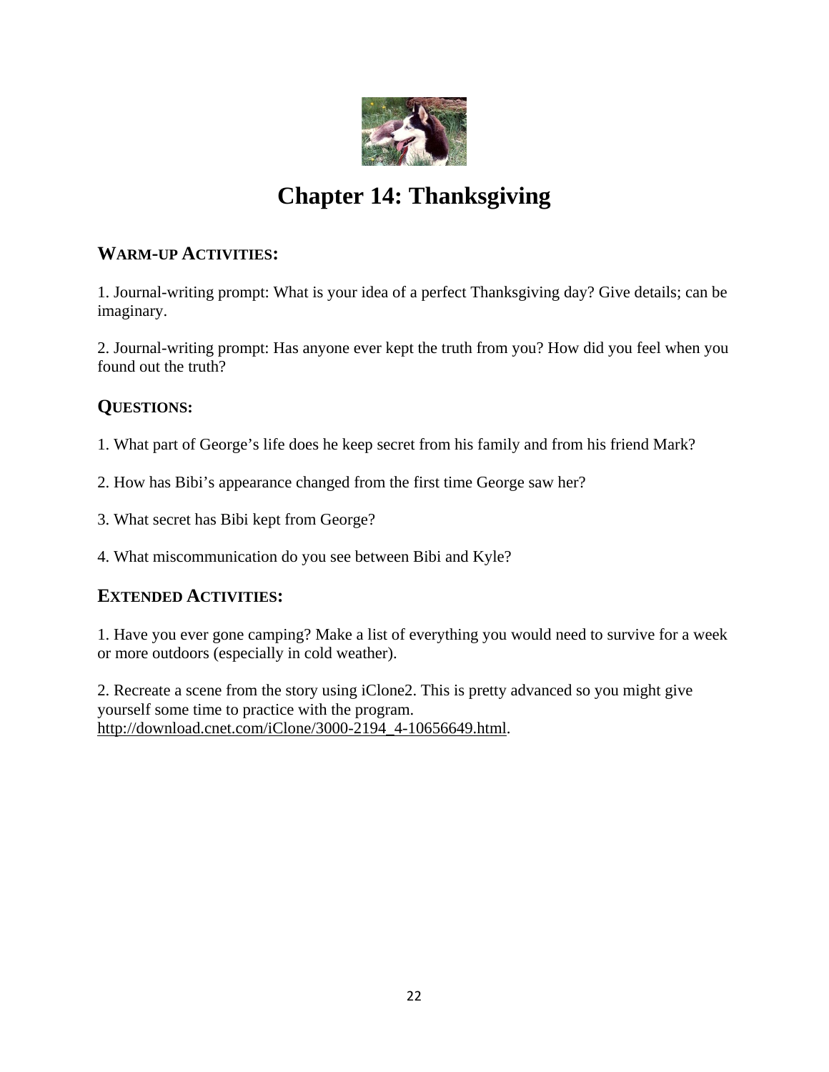# Chapter 14: Thanksgiving

## WARM-UP ACTIVITIES:

1. Journal-writing prompt: What is your idea of a perfect Thanksgiving day? Give details; can be imaginary.

2. Journal-writing prompt: Has anyone ever kept the truth from you? How did you feel when you found out the truth?

## QUESTIONS:

1. What part of George's life does he keep secret from his family and from his friend Mark?

2. How has Bibi's appearance changed from the first time George saw her?

3. What secret has Bibi kept from George?

4. What miscommunication do you see between Bibi and Kyle?

## EXTENDED ACTIVITIES:

1. Have you ever gone camping? Make a list of everything you would need to survive for a week or more outdoors (especially in cold weather).

2. Recreate a scene from the story using iClone2. This is pretty advanced so you might give yourself some time to practice with the program. http://download.cnet.com/iClone/3000-2194_4-10656649.html.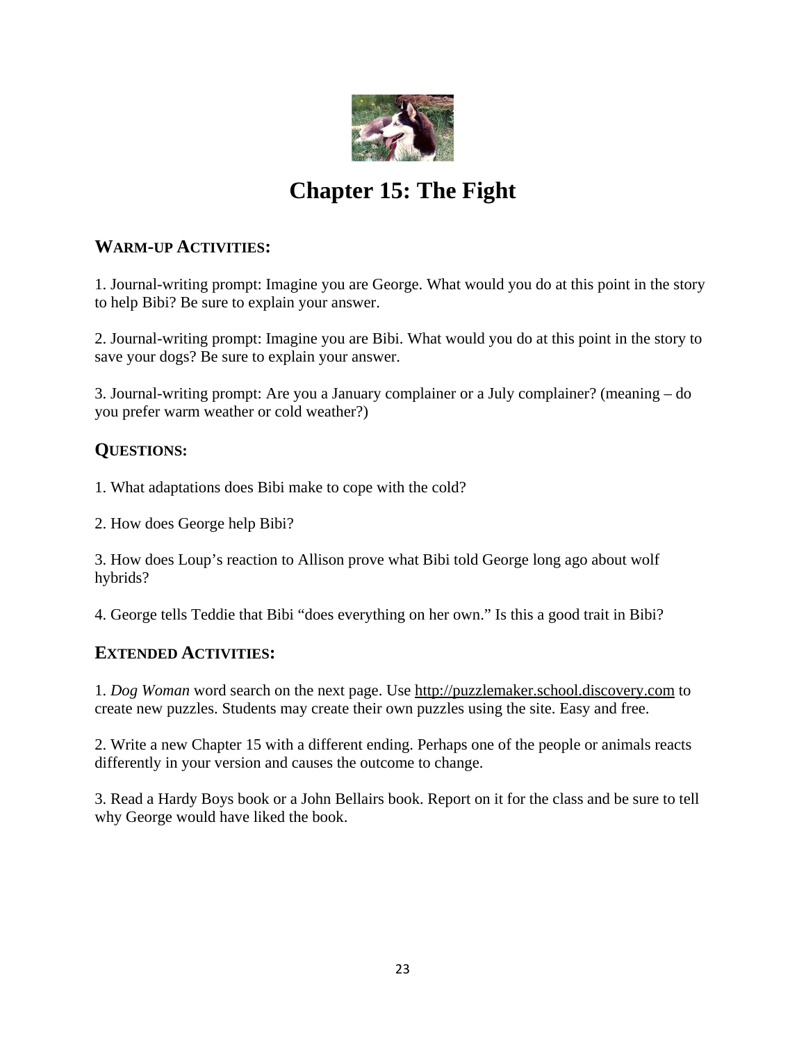# Chapter 15: The Fight

## WARM-UP ACTIVITIES:

1. Journal-writing prompt: Imagine you are George. What would you do at this point in the story to help Bibi? Be sure to explain your answer.

2. Journal-writing prompt: Imagine you are Bibi. What would you do at this point in the story to save your dogs? Be sure to explain your answer.

3. Journal-writing prompt: Are you a January complainer or a July complainer? (meaning – do you prefer warm weather or cold weather?)

## QUESTIONS:

1. What adaptations does Bibi make to cope with the cold?

2. How does George help Bibi?

3. How does Loup's reaction to Allison prove what Bibi told George long ago about wolf hybrids?

4. George tells Teddie that Bibi "does everything on her own." Is this a good trait in Bibi?

## EXTENDED ACTIVITIES:

1. *Dog Woman* word search on the next page. Use http://puzzlemaker.school.discovery.com to create new puzzles. Students may create their own puzzles using the site. Easy and free.

2. Write a new Chapter 15 with a different ending. Perhaps one of the people or animals reacts differently in your version and causes the outcome to change.

3. Read a Hardy Boys book or a John Bellairs book. Report on it for the class and be sure to tell why George would have liked the book.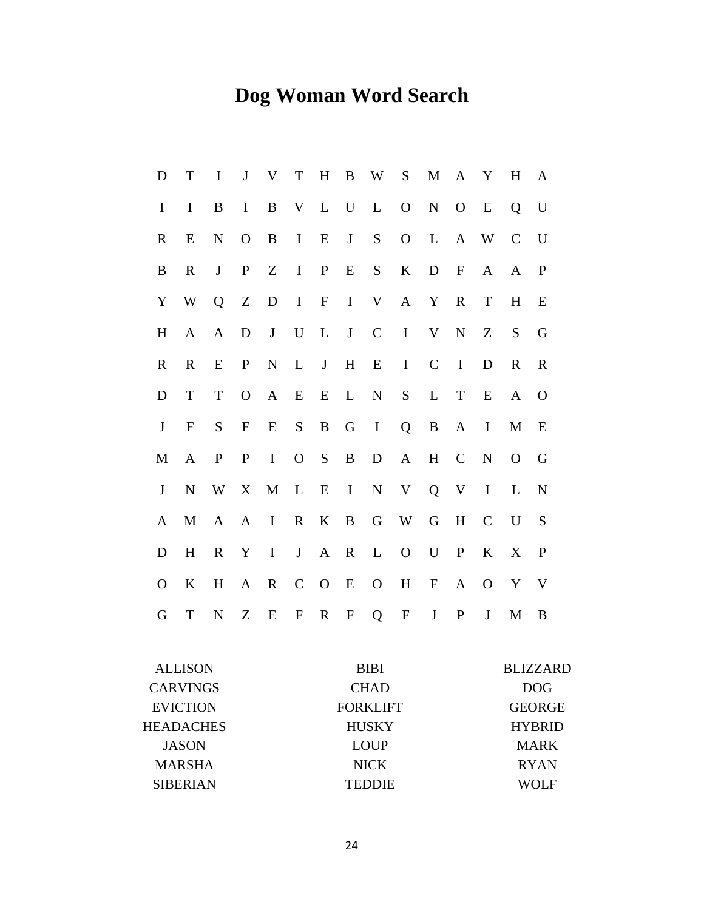# Dog Woman Word Search

```
D T I J V T H B W S M A Y H A
I I B I B V L U L O N O E Q U
R E N O B I E J S O L A W C U
B R J P Z I P E S K D F A A P
Y W Q Z D I F I V A Y R T H E
H A A D J U L J C I V N Z S G
R R E P N L J H E I C I D R R
D T T O A E E L N S L T E A O
J F S F E S B G I Q B A I M E
M A P P I O S B D A H C N O G
J N W X M L E I N V Q V I L N
A M A A I R K B G W G H C U S
D H R Y I J A R L O U P K X P
O K H A R C O E O H F A O Y V
G T N Z E F R F Q F J P J M B
```

| | | |
|---|---|---|
| ALLISON | BIBI | BLIZZARD |
| CARVINGS | CHAD | DOG |
| EVICTION | FORKLIFT | GEORGE |
| HEADACHES | HUSKY | HYBRID |
| JASON | LOUP | MARK |
| MARSHA | NICK | RYAN |
| SIBERIAN | TEDDIE | WOLF |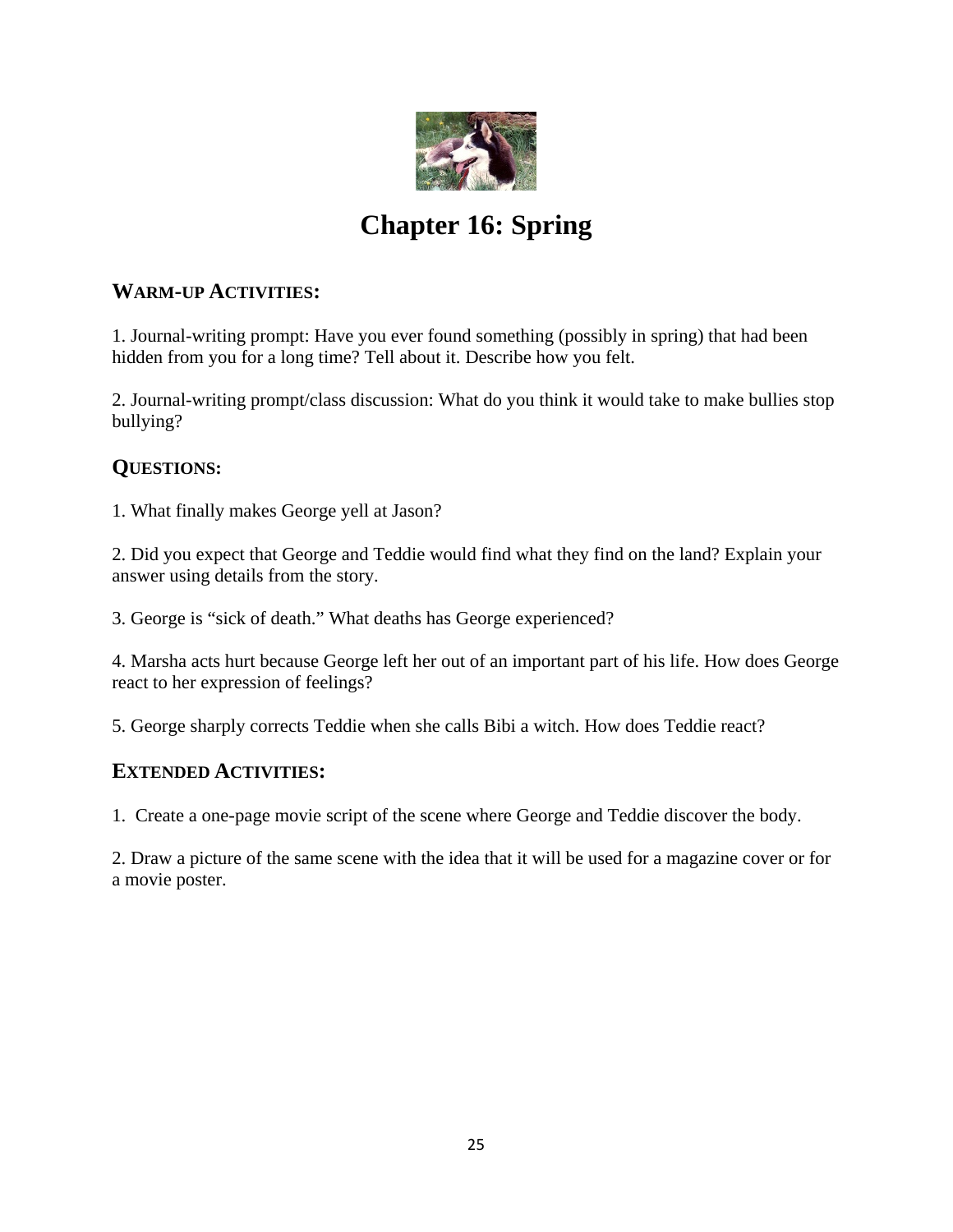# Chapter 16: Spring

## WARM-UP ACTIVITIES:

1. Journal-writing prompt: Have you ever found something (possibly in spring) that had been hidden from you for a long time? Tell about it. Describe how you felt.

2. Journal-writing prompt/class discussion: What do you think it would take to make bullies stop bullying?

## QUESTIONS:

1. What finally makes George yell at Jason?

2. Did you expect that George and Teddie would find what they find on the land? Explain your answer using details from the story.

3. George is "sick of death." What deaths has George experienced?

4. Marsha acts hurt because George left her out of an important part of his life. How does George react to her expression of feelings?

5. George sharply corrects Teddie when she calls Bibi a witch. How does Teddie react?

## EXTENDED ACTIVITIES:

1. Create a one-page movie script of the scene where George and Teddie discover the body.

2. Draw a picture of the same scene with the idea that it will be used for a magazine cover or for a movie poster.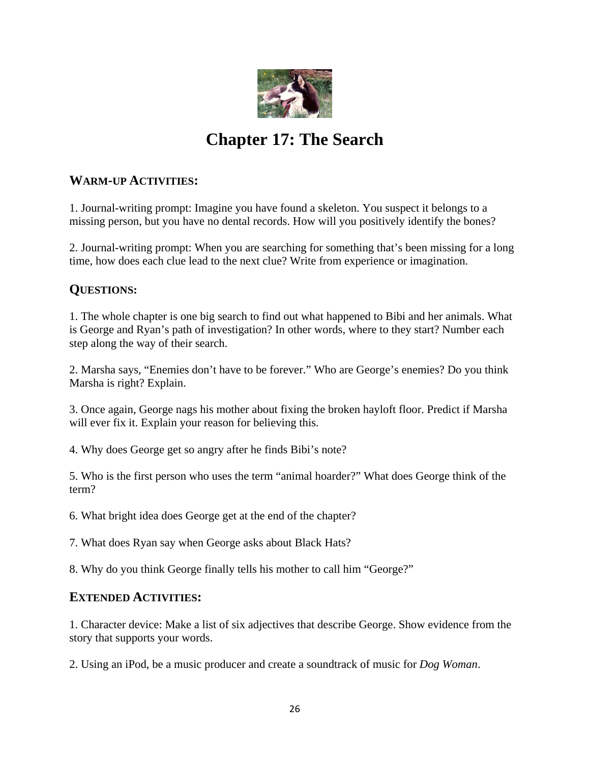# Chapter 17: The Search

### Warm-up Activities:

1. Journal-writing prompt: Imagine you have found a skeleton. You suspect it belongs to a missing person, but you have no dental records. How will you positively identify the bones?

2. Journal-writing prompt: When you are searching for something that's been missing for a long time, how does each clue lead to the next clue? Write from experience or imagination.

### Questions:

1. The whole chapter is one big search to find out what happened to Bibi and her animals. What is George and Ryan's path of investigation? In other words, where to they start? Number each step along the way of their search.

2. Marsha says, "Enemies don't have to be forever." Who are George's enemies? Do you think Marsha is right? Explain.

3. Once again, George nags his mother about fixing the broken hayloft floor. Predict if Marsha will ever fix it. Explain your reason for believing this.

4. Why does George get so angry after he finds Bibi's note?

5. Who is the first person who uses the term "animal hoarder?" What does George think of the term?

6. What bright idea does George get at the end of the chapter?

7. What does Ryan say when George asks about Black Hats?

8. Why do you think George finally tells his mother to call him "George?"

### Extended Activities:

1. Character device: Make a list of six adjectives that describe George. Show evidence from the story that supports your words.

2. Using an iPod, be a music producer and create a soundtrack of music for *Dog Woman*.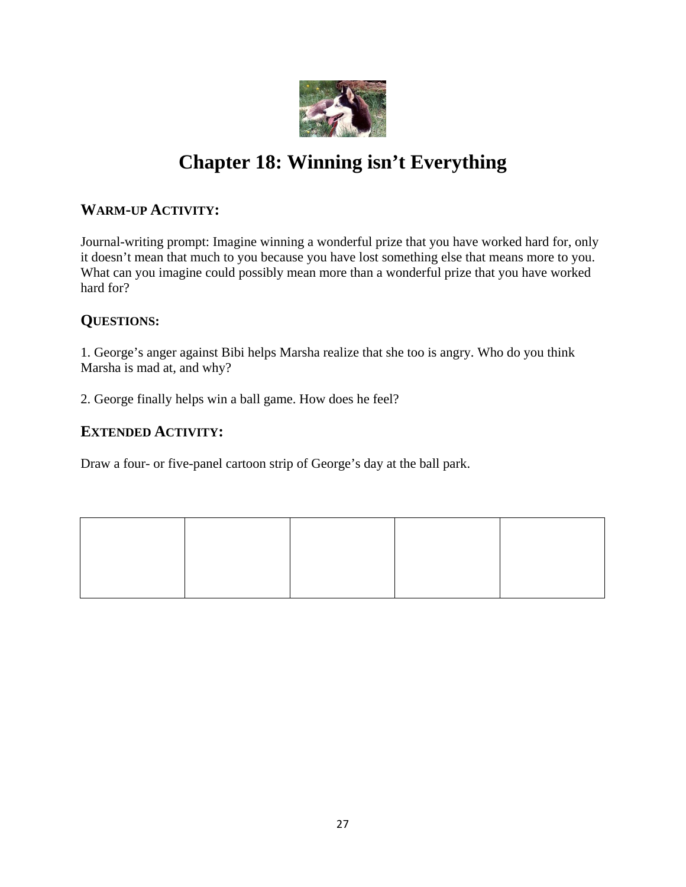# Chapter 18: Winning isn't Everything

## WARM-UP ACTIVITY:

Journal-writing prompt: Imagine winning a wonderful prize that you have worked hard for, only it doesn't mean that much to you because you have lost something else that means more to you. What can you imagine could possibly mean more than a wonderful prize that you have worked hard for?

## QUESTIONS:

1. George's anger against Bibi helps Marsha realize that she too is angry. Who do you think Marsha is mad at, and why?

2. George finally helps win a ball game. How does he feel?

## EXTENDED ACTIVITY:

Draw a four- or five-panel cartoon strip of George's day at the ball park.

| | | | | |
|---|---|---|---|---|
| | | | | |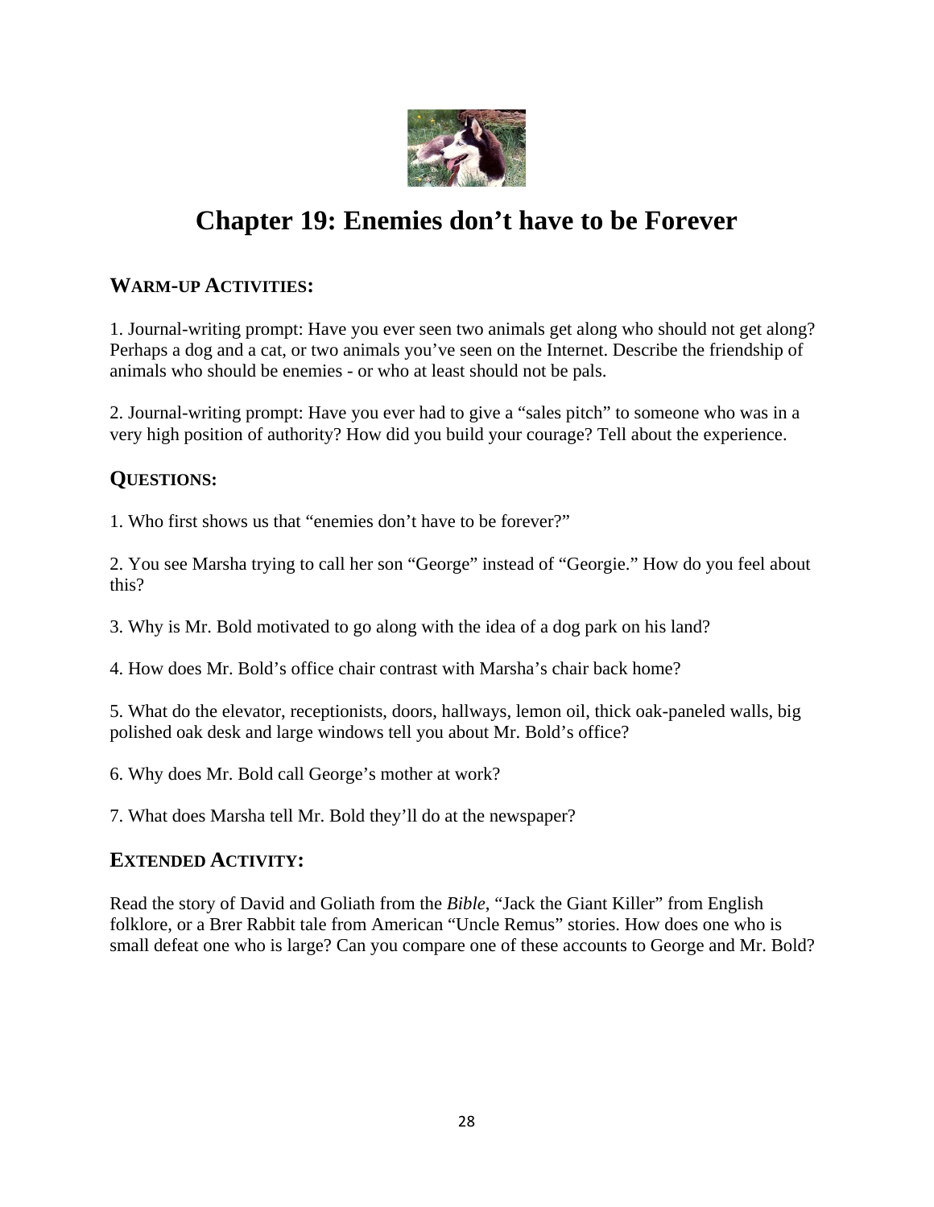# Chapter 19: Enemies don't have to be Forever

## WARM-UP ACTIVITIES:

1. Journal-writing prompt: Have you ever seen two animals get along who should not get along? Perhaps a dog and a cat, or two animals you've seen on the Internet. Describe the friendship of animals who should be enemies - or who at least should not be pals.

2. Journal-writing prompt: Have you ever had to give a "sales pitch" to someone who was in a very high position of authority? How did you build your courage? Tell about the experience.

## QUESTIONS:

1. Who first shows us that "enemies don't have to be forever?"

2. You see Marsha trying to call her son "George" instead of "Georgie." How do you feel about this?

3. Why is Mr. Bold motivated to go along with the idea of a dog park on his land?

4. How does Mr. Bold's office chair contrast with Marsha's chair back home?

5. What do the elevator, receptionists, doors, hallways, lemon oil, thick oak-paneled walls, big polished oak desk and large windows tell you about Mr. Bold's office?

6. Why does Mr. Bold call George's mother at work?

7. What does Marsha tell Mr. Bold they'll do at the newspaper?

## EXTENDED ACTIVITY:

Read the story of David and Goliath from the *Bible*, "Jack the Giant Killer" from English folklore, or a Brer Rabbit tale from American "Uncle Remus" stories. How does one who is small defeat one who is large? Can you compare one of these accounts to George and Mr. Bold?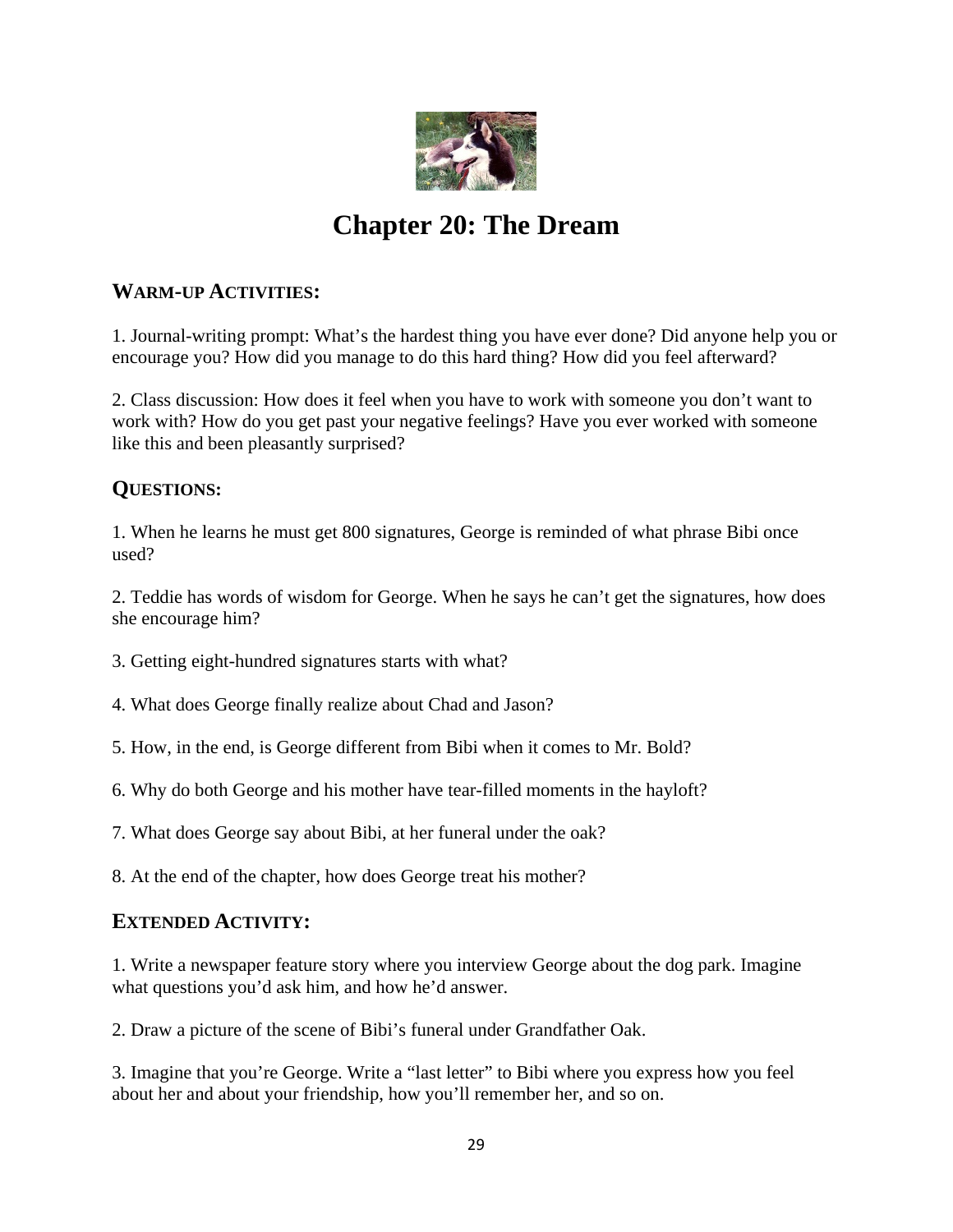# Chapter 20: The Dream

## WARM-UP ACTIVITIES:

1. Journal-writing prompt: What's the hardest thing you have ever done? Did anyone help you or encourage you? How did you manage to do this hard thing? How did you feel afterward?

2. Class discussion: How does it feel when you have to work with someone you don't want to work with? How do you get past your negative feelings? Have you ever worked with someone like this and been pleasantly surprised?

## QUESTIONS:

1. When he learns he must get 800 signatures, George is reminded of what phrase Bibi once used?

2. Teddie has words of wisdom for George. When he says he can't get the signatures, how does she encourage him?

3. Getting eight-hundred signatures starts with what?

4. What does George finally realize about Chad and Jason?

5. How, in the end, is George different from Bibi when it comes to Mr. Bold?

6. Why do both George and his mother have tear-filled moments in the hayloft?

7. What does George say about Bibi, at her funeral under the oak?

8. At the end of the chapter, how does George treat his mother?

## EXTENDED ACTIVITY:

1. Write a newspaper feature story where you interview George about the dog park. Imagine what questions you'd ask him, and how he'd answer.

2. Draw a picture of the scene of Bibi's funeral under Grandfather Oak.

3. Imagine that you're George. Write a "last letter" to Bibi where you express how you feel about her and about your friendship, how you'll remember her, and so on.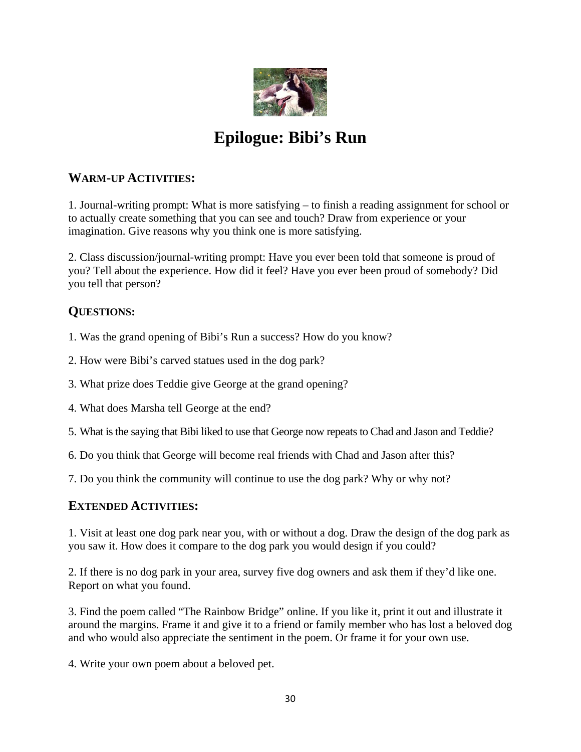# Epilogue: Bibi's Run

## WARM-UP ACTIVITIES:

1. Journal-writing prompt: What is more satisfying – to finish a reading assignment for school or to actually create something that you can see and touch? Draw from experience or your imagination. Give reasons why you think one is more satisfying.

2. Class discussion/journal-writing prompt: Have you ever been told that someone is proud of you? Tell about the experience. How did it feel? Have you ever been proud of somebody? Did you tell that person?

## QUESTIONS:

1. Was the grand opening of Bibi's Run a success? How do you know?

2. How were Bibi's carved statues used in the dog park?

3. What prize does Teddie give George at the grand opening?

4. What does Marsha tell George at the end?

5. What is the saying that Bibi liked to use that George now repeats to Chad and Jason and Teddie?

6. Do you think that George will become real friends with Chad and Jason after this?

7. Do you think the community will continue to use the dog park? Why or why not?

## EXTENDED ACTIVITIES:

1. Visit at least one dog park near you, with or without a dog. Draw the design of the dog park as you saw it. How does it compare to the dog park you would design if you could?

2. If there is no dog park in your area, survey five dog owners and ask them if they'd like one. Report on what you found.

3. Find the poem called "The Rainbow Bridge" online. If you like it, print it out and illustrate it around the margins. Frame it and give it to a friend or family member who has lost a beloved dog and who would also appreciate the sentiment in the poem. Or frame it for your own use.

4. Write your own poem about a beloved pet.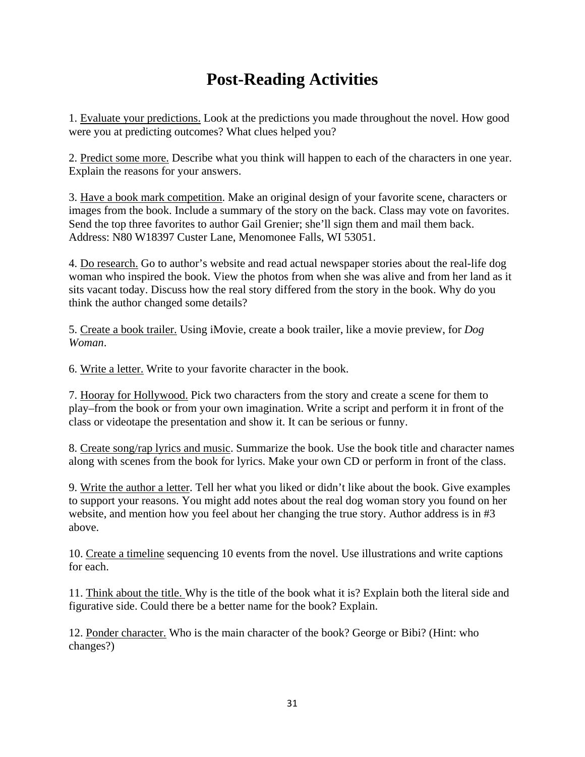# Post-Reading Activities

1. <u>Evaluate your predictions.</u> Look at the predictions you made throughout the novel. How good were you at predicting outcomes? What clues helped you?

2. <u>Predict some more.</u> Describe what you think will happen to each of the characters in one year. Explain the reasons for your answers.

3. <u>Have a book mark competition</u>. Make an original design of your favorite scene, characters or images from the book. Include a summary of the story on the back. Class may vote on favorites. Send the top three favorites to author Gail Grenier; she'll sign them and mail them back. Address: N80 W18397 Custer Lane, Menomonee Falls, WI 53051.

4. <u>Do research.</u> Go to author's website and read actual newspaper stories about the real-life dog woman who inspired the book. View the photos from when she was alive and from her land as it sits vacant today. Discuss how the real story differed from the story in the book. Why do you think the author changed some details?

5. <u>Create a book trailer.</u> Using iMovie, create a book trailer, like a movie preview, for *Dog Woman*.

6. <u>Write a letter.</u> Write to your favorite character in the book.

7. <u>Hooray for Hollywood.</u> Pick two characters from the story and create a scene for them to play–from the book or from your own imagination. Write a script and perform it in front of the class or videotape the presentation and show it. It can be serious or funny.

8. <u>Create song/rap lyrics and music</u>. Summarize the book. Use the book title and character names along with scenes from the book for lyrics. Make your own CD or perform in front of the class.

9. <u>Write the author a letter</u>. Tell her what you liked or didn't like about the book. Give examples to support your reasons. You might add notes about the real dog woman story you found on her website, and mention how you feel about her changing the true story. Author address is in #3 above.

10. <u>Create a timeline</u> sequencing 10 events from the novel. Use illustrations and write captions for each.

11. <u>Think about the title.</u> Why is the title of the book what it is? Explain both the literal side and figurative side. Could there be a better name for the book? Explain.

12. <u>Ponder character.</u> Who is the main character of the book? George or Bibi? (Hint: who changes?)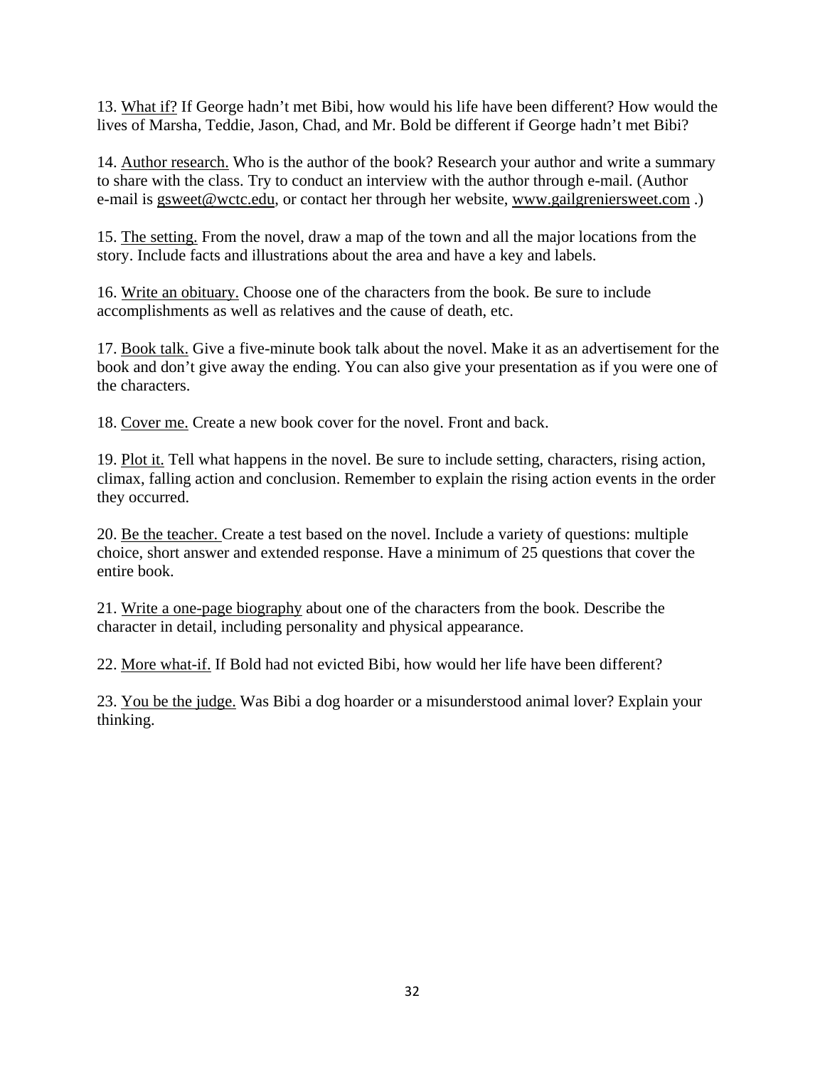13. What if? If George hadn't met Bibi, how would his life have been different? How would the lives of Marsha, Teddie, Jason, Chad, and Mr. Bold be different if George hadn't met Bibi?

14. Author research. Who is the author of the book? Research your author and write a summary to share with the class. Try to conduct an interview with the author through e-mail. (Author e-mail is gsweet@wctc.edu, or contact her through her website, www.gailgreniersweet.com .)

15. The setting. From the novel, draw a map of the town and all the major locations from the story. Include facts and illustrations about the area and have a key and labels.

16. Write an obituary. Choose one of the characters from the book. Be sure to include accomplishments as well as relatives and the cause of death, etc.

17. Book talk. Give a five-minute book talk about the novel. Make it as an advertisement for the book and don't give away the ending. You can also give your presentation as if you were one of the characters.

18. Cover me. Create a new book cover for the novel. Front and back.

19. Plot it. Tell what happens in the novel. Be sure to include setting, characters, rising action, climax, falling action and conclusion. Remember to explain the rising action events in the order they occurred.

20. Be the teacher. Create a test based on the novel. Include a variety of questions: multiple choice, short answer and extended response. Have a minimum of 25 questions that cover the entire book.

21. Write a one-page biography about one of the characters from the book. Describe the character in detail, including personality and physical appearance.

22. More what-if. If Bold had not evicted Bibi, how would her life have been different?

23. You be the judge. Was Bibi a dog hoarder or a misunderstood animal lover? Explain your thinking.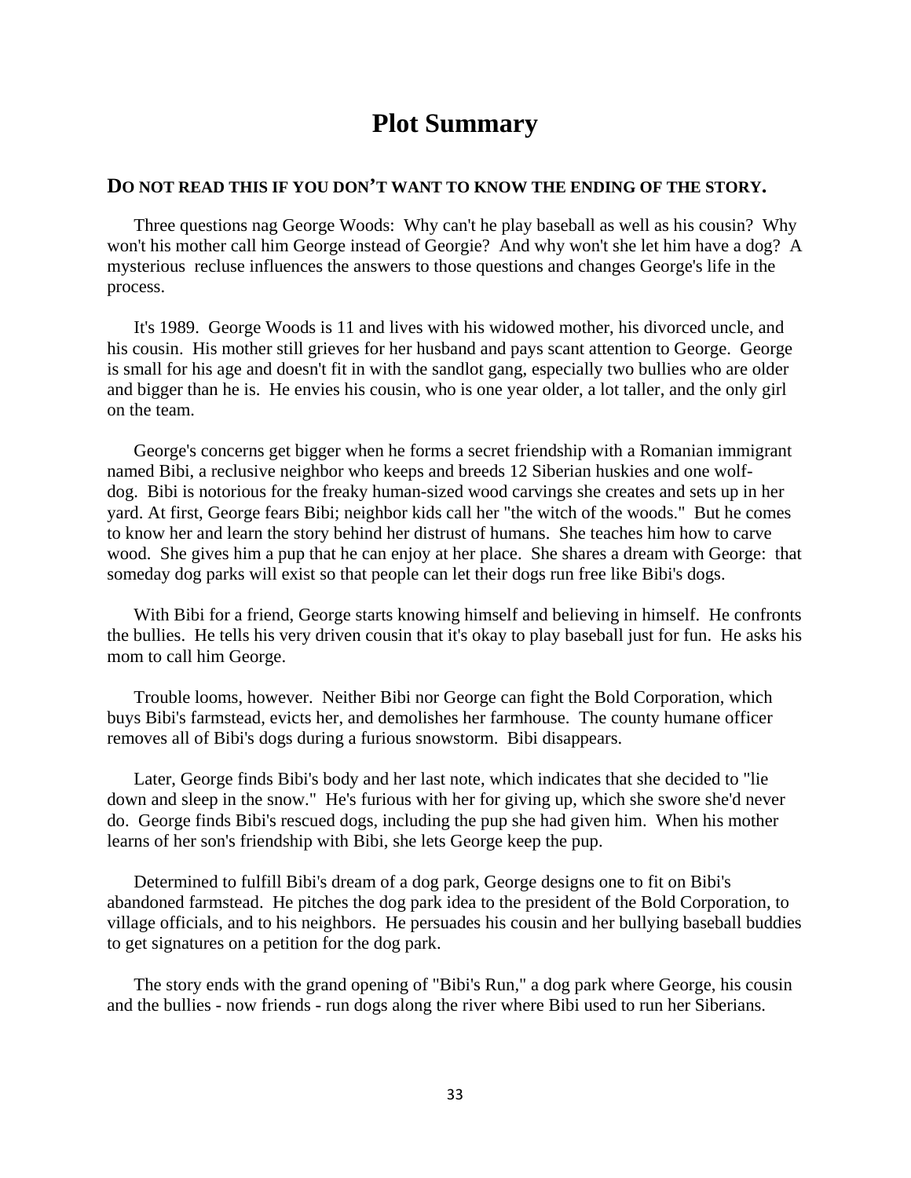# Plot Summary

**DO NOT READ THIS IF YOU DON'T WANT TO KNOW THE ENDING OF THE STORY.**

Three questions nag George Woods: Why can't he play baseball as well as his cousin? Why won't his mother call him George instead of Georgie? And why won't she let him have a dog? A mysterious recluse influences the answers to those questions and changes George's life in the process.

It's 1989. George Woods is 11 and lives with his widowed mother, his divorced uncle, and his cousin. His mother still grieves for her husband and pays scant attention to George. George is small for his age and doesn't fit in with the sandlot gang, especially two bullies who are older and bigger than he is. He envies his cousin, who is one year older, a lot taller, and the only girl on the team.

George's concerns get bigger when he forms a secret friendship with a Romanian immigrant named Bibi, a reclusive neighbor who keeps and breeds 12 Siberian huskies and one wolf-dog. Bibi is notorious for the freaky human-sized wood carvings she creates and sets up in her yard. At first, George fears Bibi; neighbor kids call her "the witch of the woods." But he comes to know her and learn the story behind her distrust of humans. She teaches him how to carve wood. She gives him a pup that he can enjoy at her place. She shares a dream with George: that someday dog parks will exist so that people can let their dogs run free like Bibi's dogs.

With Bibi for a friend, George starts knowing himself and believing in himself. He confronts the bullies. He tells his very driven cousin that it's okay to play baseball just for fun. He asks his mom to call him George.

Trouble looms, however. Neither Bibi nor George can fight the Bold Corporation, which buys Bibi's farmstead, evicts her, and demolishes her farmhouse. The county humane officer removes all of Bibi's dogs during a furious snowstorm. Bibi disappears.

Later, George finds Bibi's body and her last note, which indicates that she decided to "lie down and sleep in the snow." He's furious with her for giving up, which she swore she'd never do. George finds Bibi's rescued dogs, including the pup she had given him. When his mother learns of her son's friendship with Bibi, she lets George keep the pup.

Determined to fulfill Bibi's dream of a dog park, George designs one to fit on Bibi's abandoned farmstead. He pitches the dog park idea to the president of the Bold Corporation, to village officials, and to his neighbors. He persuades his cousin and her bullying baseball buddies to get signatures on a petition for the dog park.

The story ends with the grand opening of "Bibi's Run," a dog park where George, his cousin and the bullies - now friends - run dogs along the river where Bibi used to run her Siberians.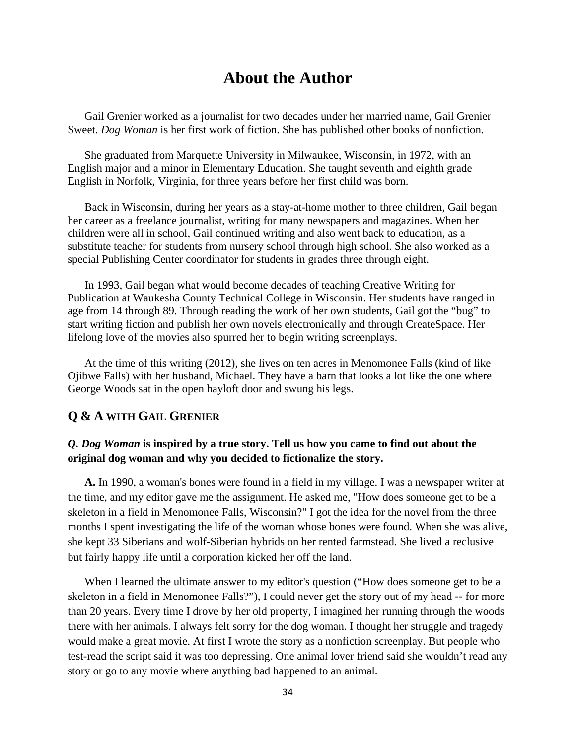# About the Author

Gail Grenier worked as a journalist for two decades under her married name, Gail Grenier Sweet. *Dog Woman* is her first work of fiction. She has published other books of nonfiction.

She graduated from Marquette University in Milwaukee, Wisconsin, in 1972, with an English major and a minor in Elementary Education. She taught seventh and eighth grade English in Norfolk, Virginia, for three years before her first child was born.

Back in Wisconsin, during her years as a stay-at-home mother to three children, Gail began her career as a freelance journalist, writing for many newspapers and magazines. When her children were all in school, Gail continued writing and also went back to education, as a substitute teacher for students from nursery school through high school. She also worked as a special Publishing Center coordinator for students in grades three through eight.

In 1993, Gail began what would become decades of teaching Creative Writing for Publication at Waukesha County Technical College in Wisconsin. Her students have ranged in age from 14 through 89. Through reading the work of her own students, Gail got the "bug" to start writing fiction and publish her own novels electronically and through CreateSpace. Her lifelong love of the movies also spurred her to begin writing screenplays.

At the time of this writing (2012), she lives on ten acres in Menomonee Falls (kind of like Ojibwe Falls) with her husband, Michael. They have a barn that looks a lot like the one where George Woods sat in the open hayloft door and swung his legs.

## Q & A WITH GAIL GRENIER

***Q. Dog Woman* is inspired by a true story. Tell us how you came to find out about the original dog woman and why you decided to fictionalize the story.**

**A.** In 1990, a woman's bones were found in a field in my village. I was a newspaper writer at the time, and my editor gave me the assignment. He asked me, "How does someone get to be a skeleton in a field in Menomonee Falls, Wisconsin?" I got the idea for the novel from the three months I spent investigating the life of the woman whose bones were found. When she was alive, she kept 33 Siberians and wolf-Siberian hybrids on her rented farmstead. She lived a reclusive but fairly happy life until a corporation kicked her off the land.

When I learned the ultimate answer to my editor's question ("How does someone get to be a skeleton in a field in Menomonee Falls?"), I could never get the story out of my head -- for more than 20 years. Every time I drove by her old property, I imagined her running through the woods there with her animals. I always felt sorry for the dog woman. I thought her struggle and tragedy would make a great movie. At first I wrote the story as a nonfiction screenplay. But people who test-read the script said it was too depressing. One animal lover friend said she wouldn't read any story or go to any movie where anything bad happened to an animal.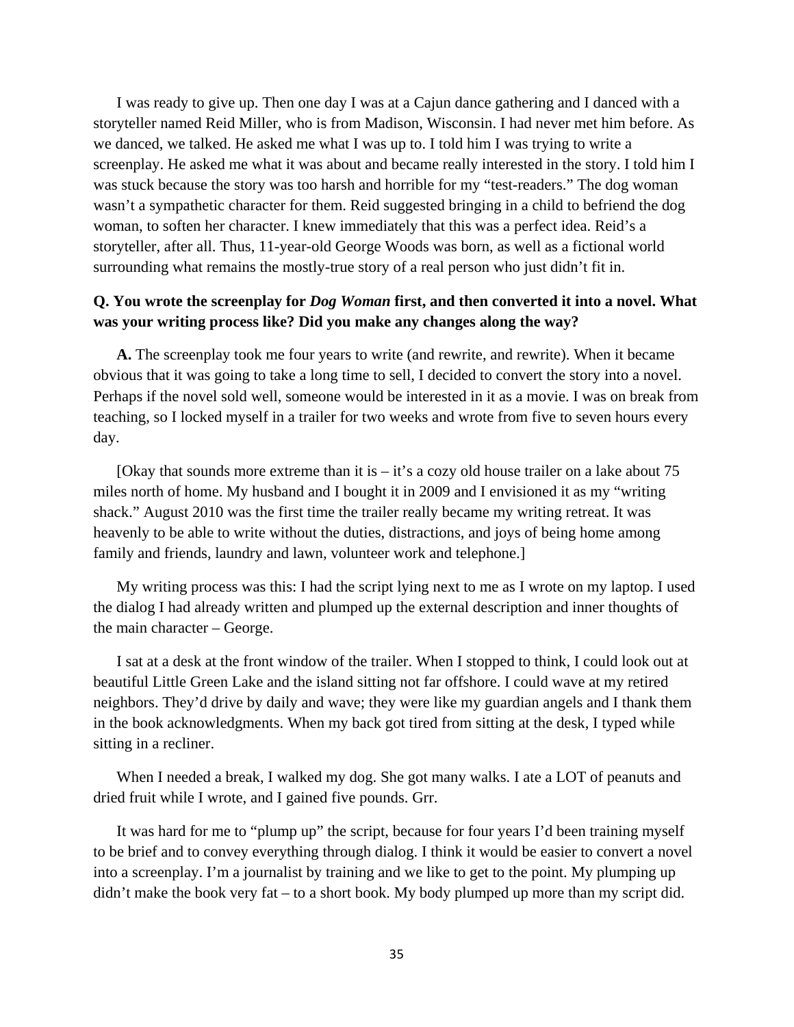I was ready to give up. Then one day I was at a Cajun dance gathering and I danced with a storyteller named Reid Miller, who is from Madison, Wisconsin. I had never met him before. As we danced, we talked. He asked me what I was up to. I told him I was trying to write a screenplay. He asked me what it was about and became really interested in the story. I told him I was stuck because the story was too harsh and horrible for my "test-readers." The dog woman wasn't a sympathetic character for them. Reid suggested bringing in a child to befriend the dog woman, to soften her character. I knew immediately that this was a perfect idea. Reid's a storyteller, after all. Thus, 11-year-old George Woods was born, as well as a fictional world surrounding what remains the mostly-true story of a real person who just didn't fit in.

**Q. You wrote the screenplay for *Dog Woman* first, and then converted it into a novel. What was your writing process like? Did you make any changes along the way?**

**A.** The screenplay took me four years to write (and rewrite, and rewrite). When it became obvious that it was going to take a long time to sell, I decided to convert the story into a novel. Perhaps if the novel sold well, someone would be interested in it as a movie. I was on break from teaching, so I locked myself in a trailer for two weeks and wrote from five to seven hours every day.

[Okay that sounds more extreme than it is – it's a cozy old house trailer on a lake about 75 miles north of home. My husband and I bought it in 2009 and I envisioned it as my "writing shack." August 2010 was the first time the trailer really became my writing retreat. It was heavenly to be able to write without the duties, distractions, and joys of being home among family and friends, laundry and lawn, volunteer work and telephone.]

My writing process was this: I had the script lying next to me as I wrote on my laptop. I used the dialog I had already written and plumped up the external description and inner thoughts of the main character – George.

I sat at a desk at the front window of the trailer. When I stopped to think, I could look out at beautiful Little Green Lake and the island sitting not far offshore. I could wave at my retired neighbors. They'd drive by daily and wave; they were like my guardian angels and I thank them in the book acknowledgments. When my back got tired from sitting at the desk, I typed while sitting in a recliner.

When I needed a break, I walked my dog. She got many walks. I ate a LOT of peanuts and dried fruit while I wrote, and I gained five pounds. Grr.

It was hard for me to "plump up" the script, because for four years I'd been training myself to be brief and to convey everything through dialog. I think it would be easier to convert a novel into a screenplay. I'm a journalist by training and we like to get to the point. My plumping up didn't make the book very fat – to a short book. My body plumped up more than my script did.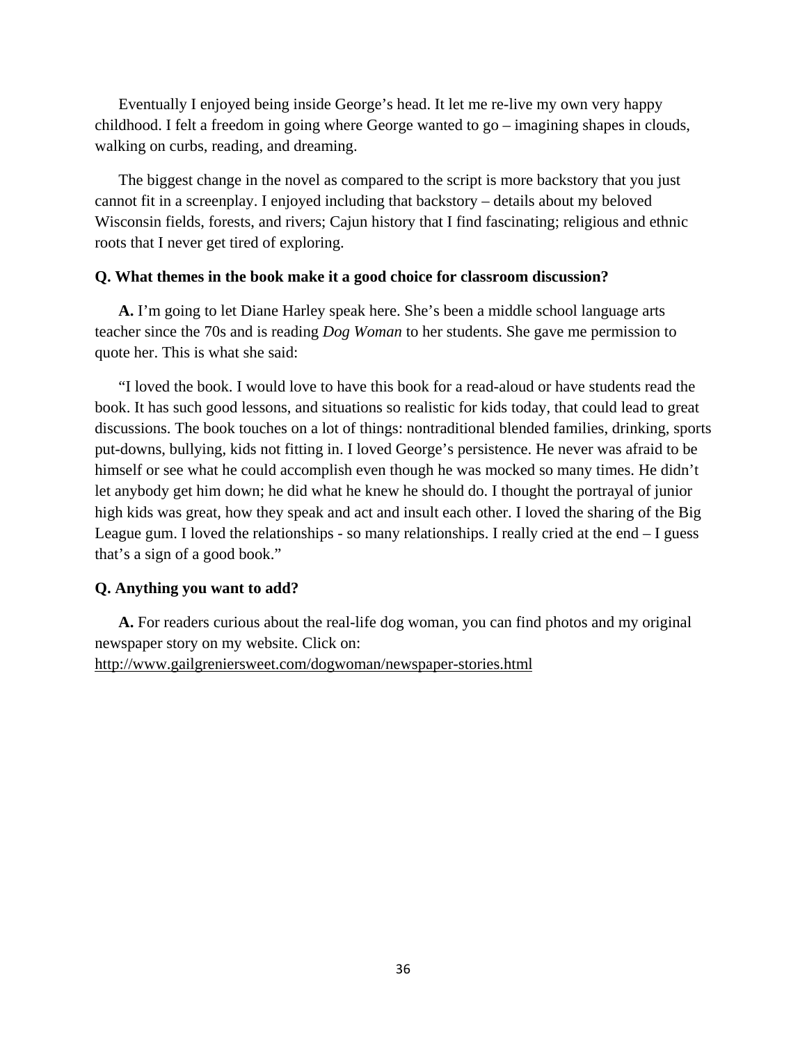Eventually I enjoyed being inside George's head. It let me re-live my own very happy childhood. I felt a freedom in going where George wanted to go – imagining shapes in clouds, walking on curbs, reading, and dreaming.

The biggest change in the novel as compared to the script is more backstory that you just cannot fit in a screenplay. I enjoyed including that backstory – details about my beloved Wisconsin fields, forests, and rivers; Cajun history that I find fascinating; religious and ethnic roots that I never get tired of exploring.

**Q. What themes in the book make it a good choice for classroom discussion?**

**A.** I'm going to let Diane Harley speak here. She's been a middle school language arts teacher since the 70s and is reading *Dog Woman* to her students. She gave me permission to quote her. This is what she said:

"I loved the book. I would love to have this book for a read-aloud or have students read the book. It has such good lessons, and situations so realistic for kids today, that could lead to great discussions. The book touches on a lot of things: nontraditional blended families, drinking, sports put-downs, bullying, kids not fitting in. I loved George's persistence. He never was afraid to be himself or see what he could accomplish even though he was mocked so many times. He didn't let anybody get him down; he did what he knew he should do. I thought the portrayal of junior high kids was great, how they speak and act and insult each other. I loved the sharing of the Big League gum. I loved the relationships - so many relationships. I really cried at the end – I guess that's a sign of a good book."

**Q. Anything you want to add?**

**A.** For readers curious about the real-life dog woman, you can find photos and my original newspaper story on my website. Click on:
http://www.gailgreniersweet.com/dogwoman/newspaper-stories.html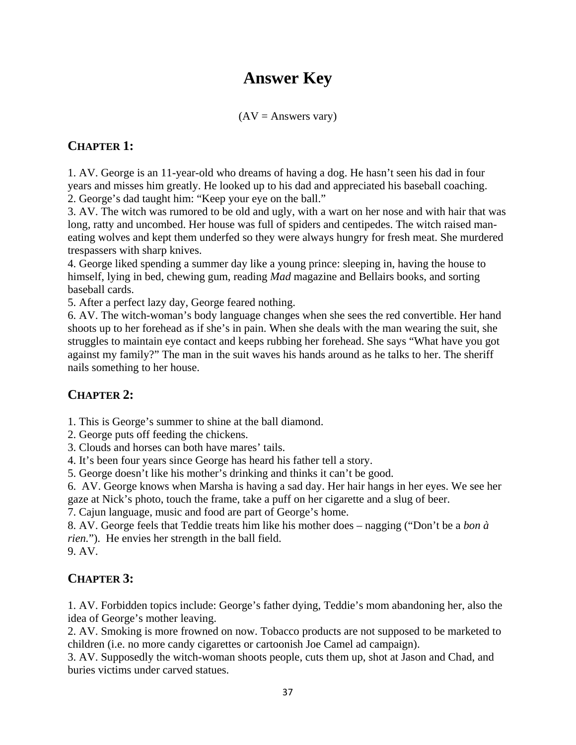# Answer Key

(AV = Answers vary)

## CHAPTER 1:

1. AV. George is an 11-year-old who dreams of having a dog. He hasn't seen his dad in four years and misses him greatly. He looked up to his dad and appreciated his baseball coaching.
2. George's dad taught him: "Keep your eye on the ball."
3. AV. The witch was rumored to be old and ugly, with a wart on her nose and with hair that was long, ratty and uncombed. Her house was full of spiders and centipedes. The witch raised man-eating wolves and kept them underfed so they were always hungry for fresh meat. She murdered trespassers with sharp knives.
4. George liked spending a summer day like a young prince: sleeping in, having the house to himself, lying in bed, chewing gum, reading *Mad* magazine and Bellairs books, and sorting baseball cards.
5. After a perfect lazy day, George feared nothing.
6. AV. The witch-woman's body language changes when she sees the red convertible. Her hand shoots up to her forehead as if she's in pain. When she deals with the man wearing the suit, she struggles to maintain eye contact and keeps rubbing her forehead. She says "What have you got against my family?" The man in the suit waves his hands around as he talks to her. The sheriff nails something to her house.

## CHAPTER 2:

1. This is George's summer to shine at the ball diamond.
2. George puts off feeding the chickens.
3. Clouds and horses can both have mares' tails.
4. It's been four years since George has heard his father tell a story.
5. George doesn't like his mother's drinking and thinks it can't be good.
6. AV. George knows when Marsha is having a sad day. Her hair hangs in her eyes. We see her gaze at Nick's photo, touch the frame, take a puff on her cigarette and a slug of beer.
7. Cajun language, music and food are part of George's home.
8. AV. George feels that Teddie treats him like his mother does – nagging ("Don't be a *bon à rien.*"). He envies her strength in the ball field.
9. AV.

## CHAPTER 3:

1. AV. Forbidden topics include: George's father dying, Teddie's mom abandoning her, also the idea of George's mother leaving.
2. AV. Smoking is more frowned on now. Tobacco products are not supposed to be marketed to children (i.e. no more candy cigarettes or cartoonish Joe Camel ad campaign).
3. AV. Supposedly the witch-woman shoots people, cuts them up, shot at Jason and Chad, and buries victims under carved statues.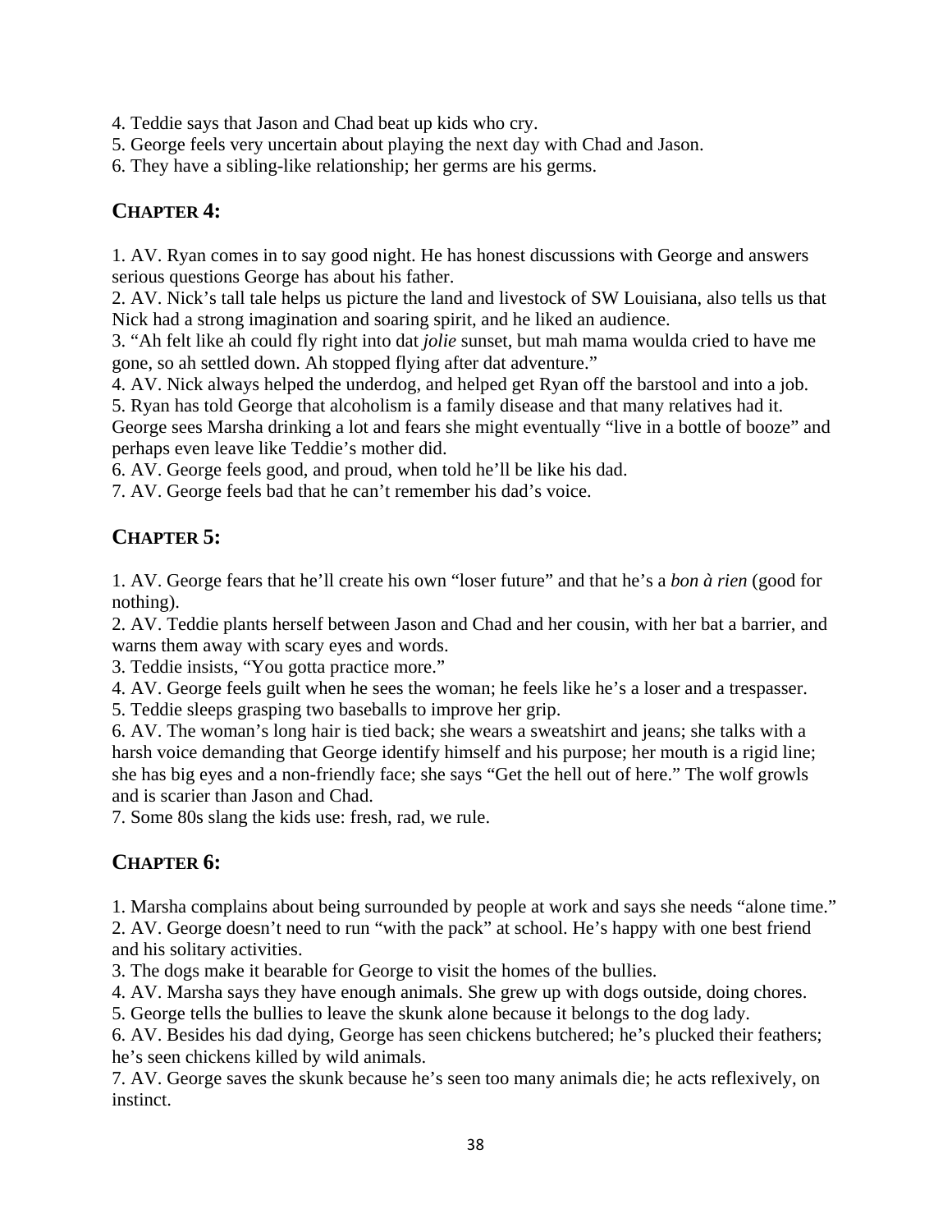4. Teddie says that Jason and Chad beat up kids who cry.
5. George feels very uncertain about playing the next day with Chad and Jason.
6. They have a sibling-like relationship; her germs are his germs.

## CHAPTER 4:

1. AV. Ryan comes in to say good night. He has honest discussions with George and answers serious questions George has about his father.
2. AV. Nick's tall tale helps us picture the land and livestock of SW Louisiana, also tells us that Nick had a strong imagination and soaring spirit, and he liked an audience.
3. "Ah felt like ah could fly right into dat *jolie* sunset, but mah mama woulda cried to have me gone, so ah settled down. Ah stopped flying after dat adventure."
4. AV. Nick always helped the underdog, and helped get Ryan off the barstool and into a job.
5. Ryan has told George that alcoholism is a family disease and that many relatives had it. George sees Marsha drinking a lot and fears she might eventually "live in a bottle of booze" and perhaps even leave like Teddie's mother did.
6. AV. George feels good, and proud, when told he'll be like his dad.
7. AV. George feels bad that he can't remember his dad's voice.

## CHAPTER 5:

1. AV. George fears that he'll create his own "loser future" and that he's a *bon à rien* (good for nothing).
2. AV. Teddie plants herself between Jason and Chad and her cousin, with her bat a barrier, and warns them away with scary eyes and words.
3. Teddie insists, "You gotta practice more."
4. AV. George feels guilt when he sees the woman; he feels like he's a loser and a trespasser.
5. Teddie sleeps grasping two baseballs to improve her grip.
6. AV. The woman's long hair is tied back; she wears a sweatshirt and jeans; she talks with a harsh voice demanding that George identify himself and his purpose; her mouth is a rigid line; she has big eyes and a non-friendly face; she says "Get the hell out of here." The wolf growls and is scarier than Jason and Chad.
7. Some 80s slang the kids use: fresh, rad, we rule.

## CHAPTER 6:

1. Marsha complains about being surrounded by people at work and says she needs "alone time."
2. AV. George doesn't need to run "with the pack" at school. He's happy with one best friend and his solitary activities.
3. The dogs make it bearable for George to visit the homes of the bullies.
4. AV. Marsha says they have enough animals. She grew up with dogs outside, doing chores.
5. George tells the bullies to leave the skunk alone because it belongs to the dog lady.
6. AV. Besides his dad dying, George has seen chickens butchered; he's plucked their feathers; he's seen chickens killed by wild animals.
7. AV. George saves the skunk because he's seen too many animals die; he acts reflexively, on instinct.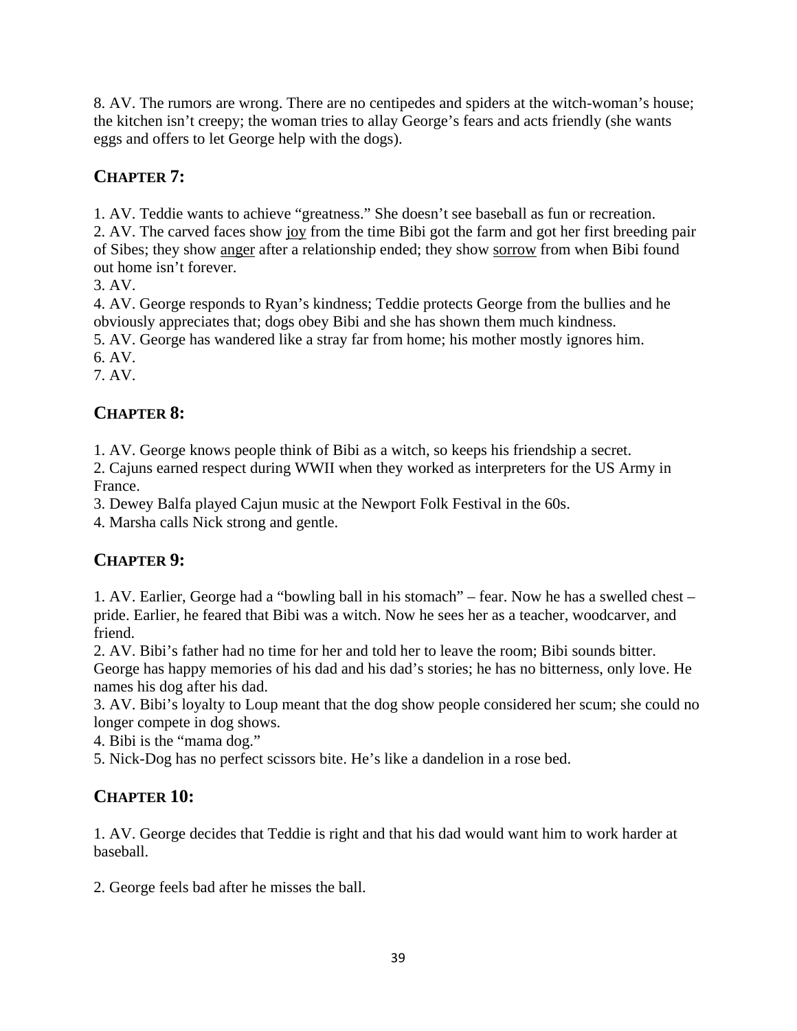8. AV. The rumors are wrong. There are no centipedes and spiders at the witch-woman's house; the kitchen isn't creepy; the woman tries to allay George's fears and acts friendly (she wants eggs and offers to let George help with the dogs).

## CHAPTER 7:

1. AV. Teddie wants to achieve "greatness." She doesn't see baseball as fun or recreation.
2. AV. The carved faces show <u>joy</u> from the time Bibi got the farm and got her first breeding pair of Sibes; they show <u>anger</u> after a relationship ended; they show <u>sorrow</u> from when Bibi found out home isn't forever.
3. AV.
4. AV. George responds to Ryan's kindness; Teddie protects George from the bullies and he obviously appreciates that; dogs obey Bibi and she has shown them much kindness.
5. AV. George has wandered like a stray far from home; his mother mostly ignores him.
6. AV.
7. AV.

## CHAPTER 8:

1. AV. George knows people think of Bibi as a witch, so keeps his friendship a secret.
2. Cajuns earned respect during WWII when they worked as interpreters for the US Army in France.
3. Dewey Balfa played Cajun music at the Newport Folk Festival in the 60s.
4. Marsha calls Nick strong and gentle.

## CHAPTER 9:

1. AV. Earlier, George had a "bowling ball in his stomach" – fear. Now he has a swelled chest – pride. Earlier, he feared that Bibi was a witch. Now he sees her as a teacher, woodcarver, and friend.
2. AV. Bibi's father had no time for her and told her to leave the room; Bibi sounds bitter. George has happy memories of his dad and his dad's stories; he has no bitterness, only love. He names his dog after his dad.
3. AV. Bibi's loyalty to Loup meant that the dog show people considered her scum; she could no longer compete in dog shows.
4. Bibi is the "mama dog."
5. Nick-Dog has no perfect scissors bite. He's like a dandelion in a rose bed.

## CHAPTER 10:

1. AV. George decides that Teddie is right and that his dad would want him to work harder at baseball.

2. George feels bad after he misses the ball.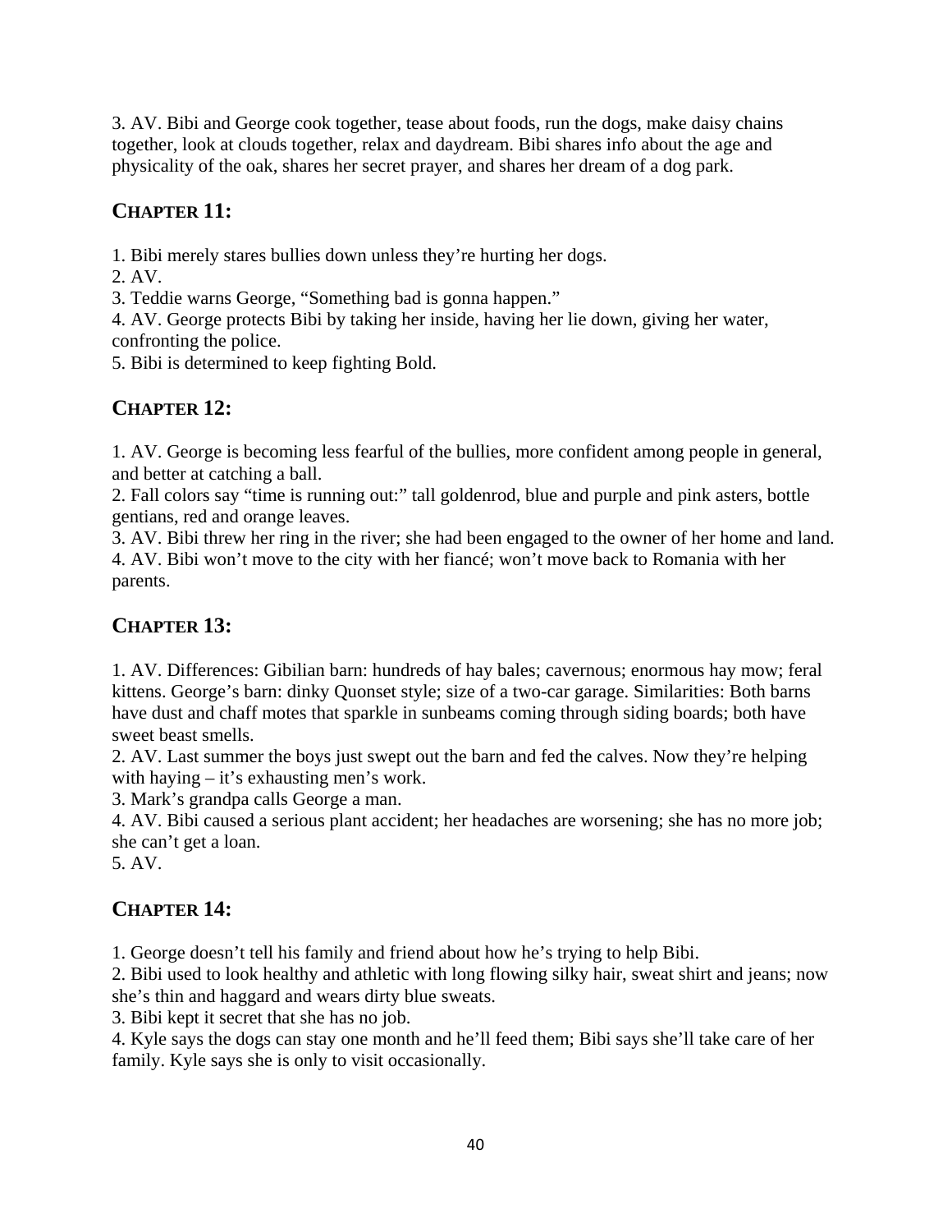3. AV. Bibi and George cook together, tease about foods, run the dogs, make daisy chains together, look at clouds together, relax and daydream. Bibi shares info about the age and physicality of the oak, shares her secret prayer, and shares her dream of a dog park.

## CHAPTER 11:

1. Bibi merely stares bullies down unless they're hurting her dogs.
2. AV.
3. Teddie warns George, "Something bad is gonna happen."
4. AV. George protects Bibi by taking her inside, having her lie down, giving her water, confronting the police.
5. Bibi is determined to keep fighting Bold.

## CHAPTER 12:

1. AV. George is becoming less fearful of the bullies, more confident among people in general, and better at catching a ball.
2. Fall colors say "time is running out:" tall goldenrod, blue and purple and pink asters, bottle gentians, red and orange leaves.
3. AV. Bibi threw her ring in the river; she had been engaged to the owner of her home and land.
4. AV. Bibi won't move to the city with her fiancé; won't move back to Romania with her parents.

## CHAPTER 13:

1. AV. Differences: Gibilian barn: hundreds of hay bales; cavernous; enormous hay mow; feral kittens. George's barn: dinky Quonset style; size of a two-car garage. Similarities: Both barns have dust and chaff motes that sparkle in sunbeams coming through siding boards; both have sweet beast smells.
2. AV. Last summer the boys just swept out the barn and fed the calves. Now they're helping with haying – it's exhausting men's work.
3. Mark's grandpa calls George a man.
4. AV. Bibi caused a serious plant accident; her headaches are worsening; she has no more job; she can't get a loan.
5. AV.

## CHAPTER 14:

1. George doesn't tell his family and friend about how he's trying to help Bibi.
2. Bibi used to look healthy and athletic with long flowing silky hair, sweat shirt and jeans; now she's thin and haggard and wears dirty blue sweats.
3. Bibi kept it secret that she has no job.
4. Kyle says the dogs can stay one month and he'll feed them; Bibi says she'll take care of her family. Kyle says she is only to visit occasionally.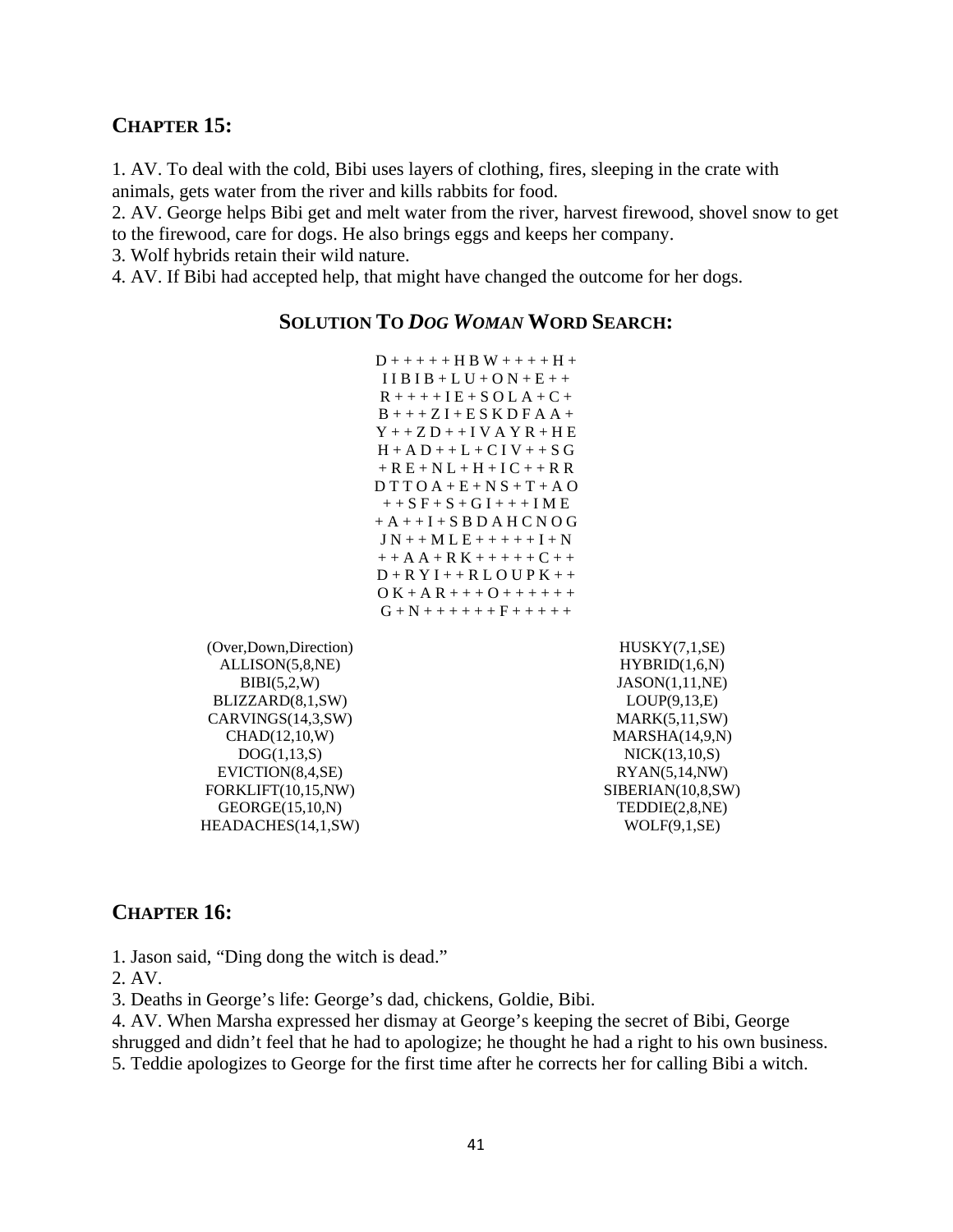## CHAPTER 15:

1. AV. To deal with the cold, Bibi uses layers of clothing, fires, sleeping in the crate with animals, gets water from the river and kills rabbits for food.
2. AV. George helps Bibi get and melt water from the river, harvest firewood, shovel snow to get to the firewood, care for dogs. He also brings eggs and keeps her company.
3. Wolf hybrids retain their wild nature.
4. AV. If Bibi had accepted help, that might have changed the outcome for her dogs.

### SOLUTION TO *DOG WOMAN* WORD SEARCH:

```
D + + + + + H B W + + + + H +
I I B I B + L U + O N + E + +
R + + + + I E + S O L A + C +
B + + + Z I + E S K D F A A +
Y + + Z D + + I V A Y R + H E
H + A D + + L + C I V + + S G
+ R E + N L + H + I C + + R R
D T T O A + E + N S + T + A O
+ + S F + S + G I + + + I M E
+ A + + I + S B D A H C N O G
J N + + M L E + + + + + I + N
+ + A A + R K + + + + + C + +
D + R Y I + + R L O U P K + +
O K + A R + + + O + + + + + +
G + N + + + + + + F + + + + +
```

(Over,Down,Direction)
ALLISON(5,8,NE)
BIBI(5,2,W)
BLIZZARD(8,1,SW)
CARVINGS(14,3,SW)
CHAD(12,10,W)
DOG(1,13,S)
EVICTION(8,4,SE)
FORKLIFT(10,15,NW)
GEORGE(15,10,N)
HEADACHES(14,1,SW)
HUSKY(7,1,SE)
HYBRID(1,6,N)
JASON(1,11,NE)
LOUP(9,13,E)
MARK(5,11,SW)
MARSHA(14,9,N)
NICK(13,10,S)
RYAN(5,14,NW)
SIBERIAN(10,8,SW)
TEDDIE(2,8,NE)
WOLF(9,1,SE)

## CHAPTER 16:

1. Jason said, "Ding dong the witch is dead."
2. AV.
3. Deaths in George's life: George's dad, chickens, Goldie, Bibi.
4. AV. When Marsha expressed her dismay at George's keeping the secret of Bibi, George shrugged and didn't feel that he had to apologize; he thought he had a right to his own business.
5. Teddie apologizes to George for the first time after he corrects her for calling Bibi a witch.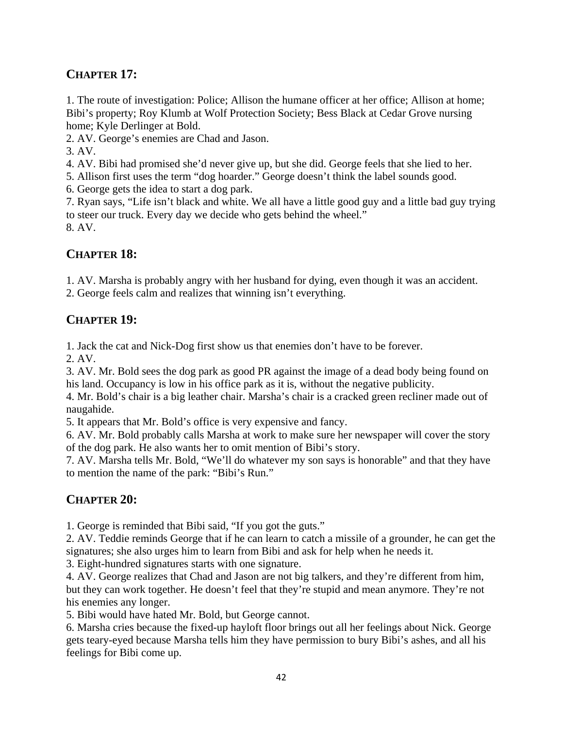## CHAPTER 17:

1. The route of investigation: Police; Allison the humane officer at her office; Allison at home; Bibi's property; Roy Klumb at Wolf Protection Society; Bess Black at Cedar Grove nursing home; Kyle Derlinger at Bold.
2. AV. George's enemies are Chad and Jason.
3. AV.
4. AV. Bibi had promised she'd never give up, but she did. George feels that she lied to her.
5. Allison first uses the term "dog hoarder." George doesn't think the label sounds good.
6. George gets the idea to start a dog park.
7. Ryan says, "Life isn't black and white. We all have a little good guy and a little bad guy trying to steer our truck. Every day we decide who gets behind the wheel."
8. AV.

## CHAPTER 18:

1. AV. Marsha is probably angry with her husband for dying, even though it was an accident.
2. George feels calm and realizes that winning isn't everything.

## CHAPTER 19:

1. Jack the cat and Nick-Dog first show us that enemies don't have to be forever.
2. AV.
3. AV. Mr. Bold sees the dog park as good PR against the image of a dead body being found on his land. Occupancy is low in his office park as it is, without the negative publicity.
4. Mr. Bold's chair is a big leather chair. Marsha's chair is a cracked green recliner made out of naugahide.
5. It appears that Mr. Bold's office is very expensive and fancy.
6. AV. Mr. Bold probably calls Marsha at work to make sure her newspaper will cover the story of the dog park. He also wants her to omit mention of Bibi's story.
7. AV. Marsha tells Mr. Bold, "We'll do whatever my son says is honorable" and that they have to mention the name of the park: "Bibi's Run."

## CHAPTER 20:

1. George is reminded that Bibi said, "If you got the guts."
2. AV. Teddie reminds George that if he can learn to catch a missile of a grounder, he can get the signatures; she also urges him to learn from Bibi and ask for help when he needs it.
3. Eight-hundred signatures starts with one signature.
4. AV. George realizes that Chad and Jason are not big talkers, and they're different from him, but they can work together. He doesn't feel that they're stupid and mean anymore. They're not his enemies any longer.
5. Bibi would have hated Mr. Bold, but George cannot.
6. Marsha cries because the fixed-up hayloft floor brings out all her feelings about Nick. George gets teary-eyed because Marsha tells him they have permission to bury Bibi's ashes, and all his feelings for Bibi come up.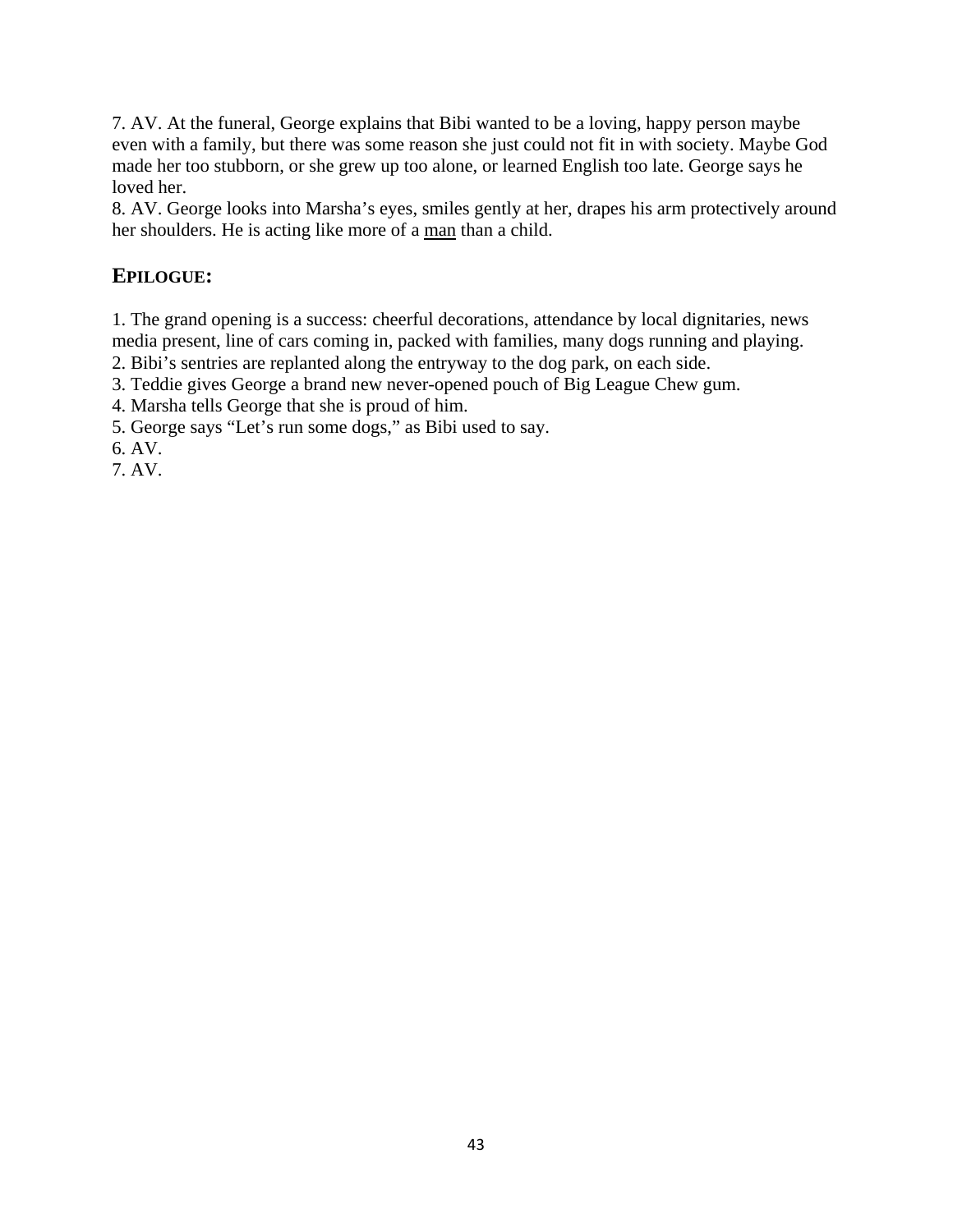7. AV. At the funeral, George explains that Bibi wanted to be a loving, happy person maybe even with a family, but there was some reason she just could not fit in with society. Maybe God made her too stubborn, or she grew up too alone, or learned English too late. George says he loved her.

8. AV. George looks into Marsha's eyes, smiles gently at her, drapes his arm protectively around her shoulders. He is acting like more of a <u>man</u> than a child.

## EPILOGUE:

1. The grand opening is a success: cheerful decorations, attendance by local dignitaries, news media present, line of cars coming in, packed with families, many dogs running and playing.
2. Bibi's sentries are replanted along the entryway to the dog park, on each side.
3. Teddie gives George a brand new never-opened pouch of Big League Chew gum.
4. Marsha tells George that she is proud of him.
5. George says "Let's run some dogs," as Bibi used to say.
6. AV.
7. AV.